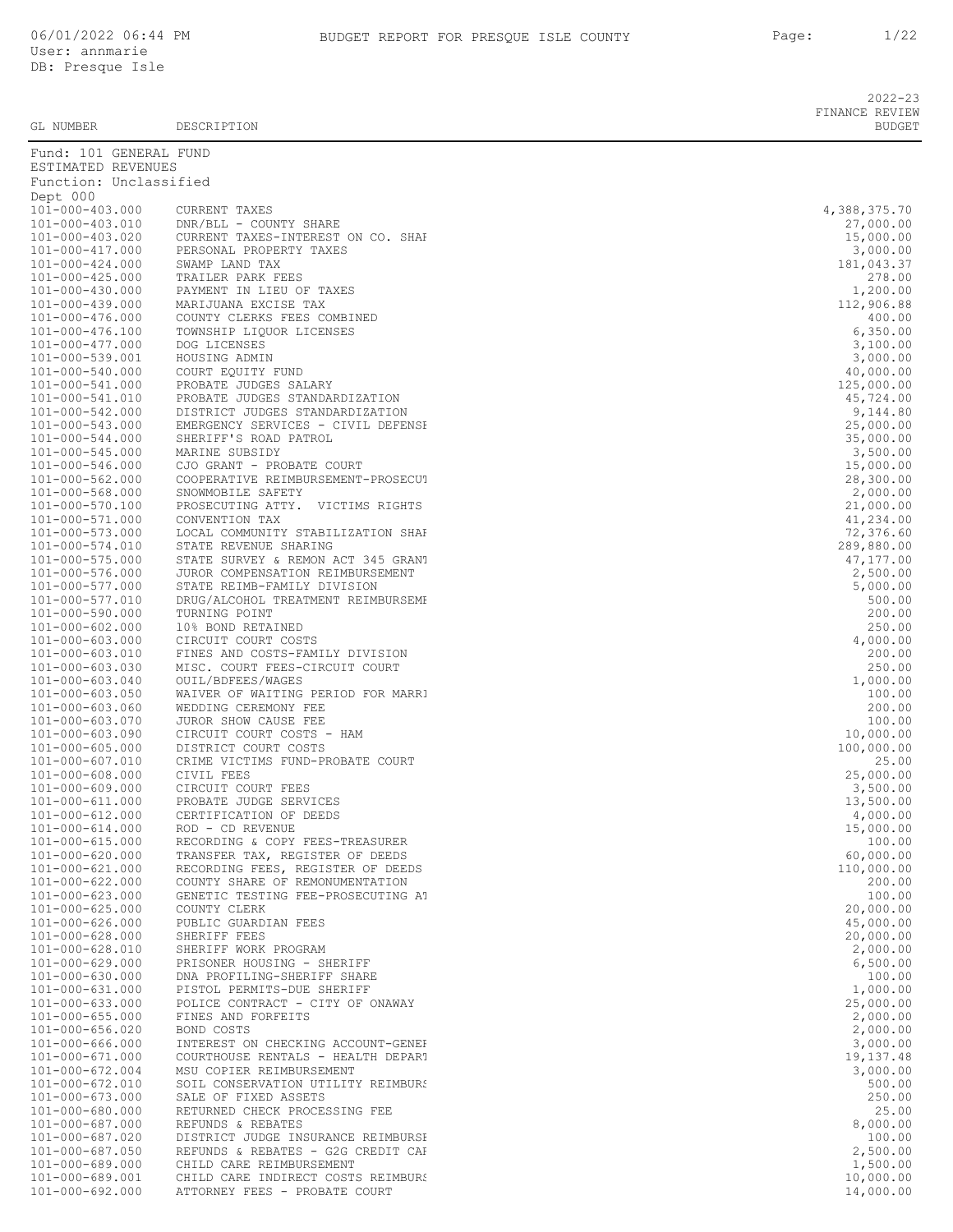06/01/2022 06:44 PM
User: annmarie
DB: Presque Isle

# BUDGET REPORT FOR PRESQUE ISLE COUNTY

| GL NUMBER | DESCRIPTION | 2022-23 FINANCE REVIEW BUDGET |
|---|---|---|
| **Fund: 101 GENERAL FUND** | | |
| **ESTIMATED REVENUES** | | |
| **Function: Unclassified** | | |
| **Dept 000** | | |
| 101-000-403.000 | CURRENT TAXES | 4,388,375.70 |
| 101-000-403.010 | DNR/BLL - COUNTY SHARE | 27,000.00 |
| 101-000-403.020 | CURRENT TAXES-INTEREST ON CO. SHAI | 15,000.00 |
| 101-000-417.000 | PERSONAL PROPERTY TAXES | 3,000.00 |
| 101-000-424.000 | SWAMP LAND TAX | 181,043.37 |
| 101-000-425.000 | TRAILER PARK FEES | 278.00 |
| 101-000-430.000 | PAYMENT IN LIEU OF TAXES | 1,200.00 |
| 101-000-439.000 | MARIJUANA EXCISE TAX | 112,906.88 |
| 101-000-476.000 | COUNTY CLERKS FEES COMBINED | 400.00 |
| 101-000-476.100 | TOWNSHIP LIQUOR LICENSES | 6,350.00 |
| 101-000-477.000 | DOG LICENSES | 3,100.00 |
| 101-000-539.001 | HOUSING ADMIN | 3,000.00 |
| 101-000-540.000 | COURT EQUITY FUND | 40,000.00 |
| 101-000-541.000 | PROBATE JUDGES SALARY | 125,000.00 |
| 101-000-541.010 | PROBATE JUDGES STANDARDIZATION | 45,724.00 |
| 101-000-542.000 | DISTRICT JUDGES STANDARDIZATION | 9,144.80 |
| 101-000-543.000 | EMERGENCY SERVICES - CIVIL DEFENSI | 25,000.00 |
| 101-000-544.000 | SHERIFF'S ROAD PATROL | 35,000.00 |
| 101-000-545.000 | MARINE SUBSIDY | 3,500.00 |
| 101-000-546.000 | CJO GRANT - PROBATE COURT | 15,000.00 |
| 101-000-562.000 | COOPERATIVE REIMBURSEMENT-PROSECUT | 28,300.00 |
| 101-000-568.000 | SNOWMOBILE SAFETY | 2,000.00 |
| 101-000-570.100 | PROSECUTING ATTY. VICTIMS RIGHTS | 21,000.00 |
| 101-000-571.000 | CONVENTION TAX | 41,234.00 |
| 101-000-573.000 | LOCAL COMMUNITY STABILIZATION SHAI | 72,376.60 |
| 101-000-574.010 | STATE REVENUE SHARING | 289,880.00 |
| 101-000-575.000 | STATE SURVEY & REMON ACT 345 GRANT | 47,177.00 |
| 101-000-576.000 | JUROR COMPENSATION REIMBURSEMENT | 2,500.00 |
| 101-000-577.000 | STATE REIMB-FAMILY DIVISION | 5,000.00 |
| 101-000-577.010 | DRUG/ALCOHOL TREATMENT REIMBURSEMI | 500.00 |
| 101-000-590.000 | TURNING POINT | 200.00 |
| 101-000-602.000 | 10% BOND RETAINED | 250.00 |
| 101-000-603.000 | CIRCUIT COURT COSTS | 4,000.00 |
| 101-000-603.010 | FINES AND COSTS-FAMILY DIVISION | 200.00 |
| 101-000-603.030 | MISC. COURT FEES-CIRCUIT COURT | 250.00 |
| 101-000-603.040 | OUIL/BDFEES/WAGES | 1,000.00 |
| 101-000-603.050 | WAIVER OF WAITING PERIOD FOR MARRI | 100.00 |
| 101-000-603.060 | WEDDING CEREMONY FEE | 200.00 |
| 101-000-603.070 | JUROR SHOW CAUSE FEE | 100.00 |
| 101-000-603.090 | CIRCUIT COURT COSTS - HAM | 10,000.00 |
| 101-000-605.000 | DISTRICT COURT COSTS | 100,000.00 |
| 101-000-607.010 | CRIME VICTIMS FUND-PROBATE COURT | 25.00 |
| 101-000-608.000 | CIVIL FEES | 25,000.00 |
| 101-000-609.000 | CIRCUIT COURT FEES | 3,500.00 |
| 101-000-611.000 | PROBATE JUDGE SERVICES | 13,500.00 |
| 101-000-612.000 | CERTIFICATION OF DEEDS | 4,000.00 |
| 101-000-614.000 | ROD - CD REVENUE | 15,000.00 |
| 101-000-615.000 | RECORDING & COPY FEES-TREASURER | 100.00 |
| 101-000-620.000 | TRANSFER TAX, REGISTER OF DEEDS | 60,000.00 |
| 101-000-621.000 | RECORDING FEES, REGISTER OF DEEDS | 110,000.00 |
| 101-000-622.000 | COUNTY SHARE OF REMONUMENTATION | 200.00 |
| 101-000-623.000 | GENETIC TESTING FEE-PROSECUTING AT | 100.00 |
| 101-000-625.000 | COUNTY CLERK | 20,000.00 |
| 101-000-626.000 | PUBLIC GUARDIAN FEES | 45,000.00 |
| 101-000-628.000 | SHERIFF FEES | 20,000.00 |
| 101-000-628.010 | SHERIFF WORK PROGRAM | 2,000.00 |
| 101-000-629.000 | PRISONER HOUSING - SHERIFF | 6,500.00 |
| 101-000-630.000 | DNA PROFILING-SHERIFF SHARE | 100.00 |
| 101-000-631.000 | PISTOL PERMITS-DUE SHERIFF | 1,000.00 |
| 101-000-633.000 | POLICE CONTRACT - CITY OF ONAWAY | 25,000.00 |
| 101-000-655.000 | FINES AND FORFEITS | 2,000.00 |
| 101-000-656.020 | BOND COSTS | 2,000.00 |
| 101-000-666.000 | INTEREST ON CHECKING ACCOUNT-GENEI | 3,000.00 |
| 101-000-671.000 | COURTHOUSE RENTALS - HEALTH DEPART | 19,137.48 |
| 101-000-672.004 | MSU COPIER REIMBURSEMENT | 3,000.00 |
| 101-000-672.010 | SOIL CONSERVATION UTILITY REIMBURS | 500.00 |
| 101-000-673.000 | SALE OF FIXED ASSETS | 250.00 |
| 101-000-680.000 | RETURNED CHECK PROCESSING FEE | 25.00 |
| 101-000-687.000 | REFUNDS & REBATES | 8,000.00 |
| 101-000-687.020 | DISTRICT JUDGE INSURANCE REIMBURSI | 100.00 |
| 101-000-687.050 | REFUNDS & REBATES - G2G CREDIT CAI | 2,500.00 |
| 101-000-689.000 | CHILD CARE REIMBURSEMENT | 1,500.00 |
| 101-000-689.001 | CHILD CARE INDIRECT COSTS REIMBURS | 10,000.00 |
| 101-000-692.000 | ATTORNEY FEES - PROBATE COURT | 14,000.00 |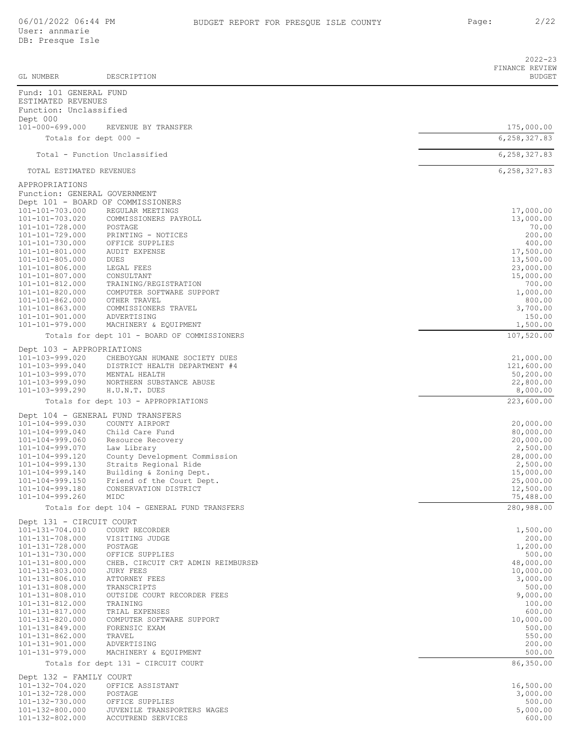| GL NUMBER | DESCRIPTION | 2022-23 FINANCE REVIEW BUDGET |
|---|---|---|
| Fund: 101 GENERAL FUND | | |
| ESTIMATED REVENUES | | |
| Function: Unclassified | | |
| Dept 000 | | |
| 101-000-699.000 | REVENUE BY TRANSFER | 175,000.00 |
| | Totals for dept 000 - | 6,258,327.83 |
| | Total - Function Unclassified | 6,258,327.83 |
| | TOTAL ESTIMATED REVENUES | 6,258,327.83 |
| APPROPRIATIONS | | |
| Function: GENERAL GOVERNMENT | | |
| Dept 101 - BOARD OF COMMISSIONERS | | |
| 101-101-703.000 | REGULAR MEETINGS | 17,000.00 |
| 101-101-703.020 | COMMISSIONERS PAYROLL | 13,000.00 |
| 101-101-728.000 | POSTAGE | 70.00 |
| 101-101-729.000 | PRINTING - NOTICES | 200.00 |
| 101-101-730.000 | OFFICE SUPPLIES | 400.00 |
| 101-101-801.000 | AUDIT EXPENSE | 17,500.00 |
| 101-101-805.000 | DUES | 13,500.00 |
| 101-101-806.000 | LEGAL FEES | 23,000.00 |
| 101-101-807.000 | CONSULTANT | 15,000.00 |
| 101-101-812.000 | TRAINING/REGISTRATION | 700.00 |
| 101-101-820.000 | COMPUTER SOFTWARE SUPPORT | 1,000.00 |
| 101-101-862.000 | OTHER TRAVEL | 800.00 |
| 101-101-863.000 | COMMISSIONERS TRAVEL | 3,700.00 |
| 101-101-901.000 | ADVERTISING | 150.00 |
| 101-101-979.000 | MACHINERY & EQUIPMENT | 1,500.00 |
| | Totals for dept 101 - BOARD OF COMMISSIONERS | 107,520.00 |
| Dept 103 - APPROPRIATIONS | | |
| 101-103-999.020 | CHEBOYGAN HUMANE SOCIETY DUES | 21,000.00 |
| 101-103-999.040 | DISTRICT HEALTH DEPARTMENT #4 | 121,600.00 |
| 101-103-999.070 | MENTAL HEALTH | 50,200.00 |
| 101-103-999.090 | NORTHERN SUBSTANCE ABUSE | 22,800.00 |
| 101-103-999.290 | H.U.N.T. DUES | 8,000.00 |
| | Totals for dept 103 - APPROPRIATIONS | 223,600.00 |
| Dept 104 - GENERAL FUND TRANSFERS | | |
| 101-104-999.030 | COUNTY AIRPORT | 20,000.00 |
| 101-104-999.040 | Child Care Fund | 80,000.00 |
| 101-104-999.060 | Resource Recovery | 20,000.00 |
| 101-104-999.070 | Law Library | 2,500.00 |
| 101-104-999.120 | County Development Commission | 28,000.00 |
| 101-104-999.130 | Straits Regional Ride | 2,500.00 |
| 101-104-999.140 | Building & Zoning Dept. | 15,000.00 |
| 101-104-999.150 | Friend of the Court Dept. | 25,000.00 |
| 101-104-999.180 | CONSERVATION DISTRICT | 12,500.00 |
| 101-104-999.260 | MIDC | 75,488.00 |
| | Totals for dept 104 - GENERAL FUND TRANSFERS | 280,988.00 |
| Dept 131 - CIRCUIT COURT | | |
| 101-131-704.010 | COURT RECORDER | 1,500.00 |
| 101-131-708.000 | VISITING JUDGE | 200.00 |
| 101-131-728.000 | POSTAGE | 1,200.00 |
| 101-131-730.000 | OFFICE SUPPLIES | 500.00 |
| 101-131-800.000 | CHEB. CIRCUIT CRT ADMIN REIMBURSEN | 48,000.00 |
| 101-131-803.000 | JURY FEES | 10,000.00 |
| 101-131-806.010 | ATTORNEY FEES | 3,000.00 |
| 101-131-808.000 | TRANSCRIPTS | 500.00 |
| 101-131-808.010 | OUTSIDE COURT RECORDER FEES | 9,000.00 |
| 101-131-812.000 | TRAINING | 100.00 |
| 101-131-817.000 | TRIAL EXPENSES | 600.00 |
| 101-131-820.000 | COMPUTER SOFTWARE SUPPORT | 10,000.00 |
| 101-131-849.000 | FORENSIC EXAM | 500.00 |
| 101-131-862.000 | TRAVEL | 550.00 |
| 101-131-901.000 | ADVERTISING | 200.00 |
| 101-131-979.000 | MACHINERY & EQUIPMENT | 500.00 |
| | Totals for dept 131 - CIRCUIT COURT | 86,350.00 |
| Dept 132 - FAMILY COURT | | |
| 101-132-704.020 | OFFICE ASSISTANT | 16,500.00 |
| 101-132-728.000 | POSTAGE | 3,000.00 |
| 101-132-730.000 | OFFICE SUPPLIES | 500.00 |
| 101-132-800.000 | JUVENILE TRANSPORTERS WAGES | 5,000.00 |
| 101-132-802.000 | ACCUTREND SERVICES | 600.00 |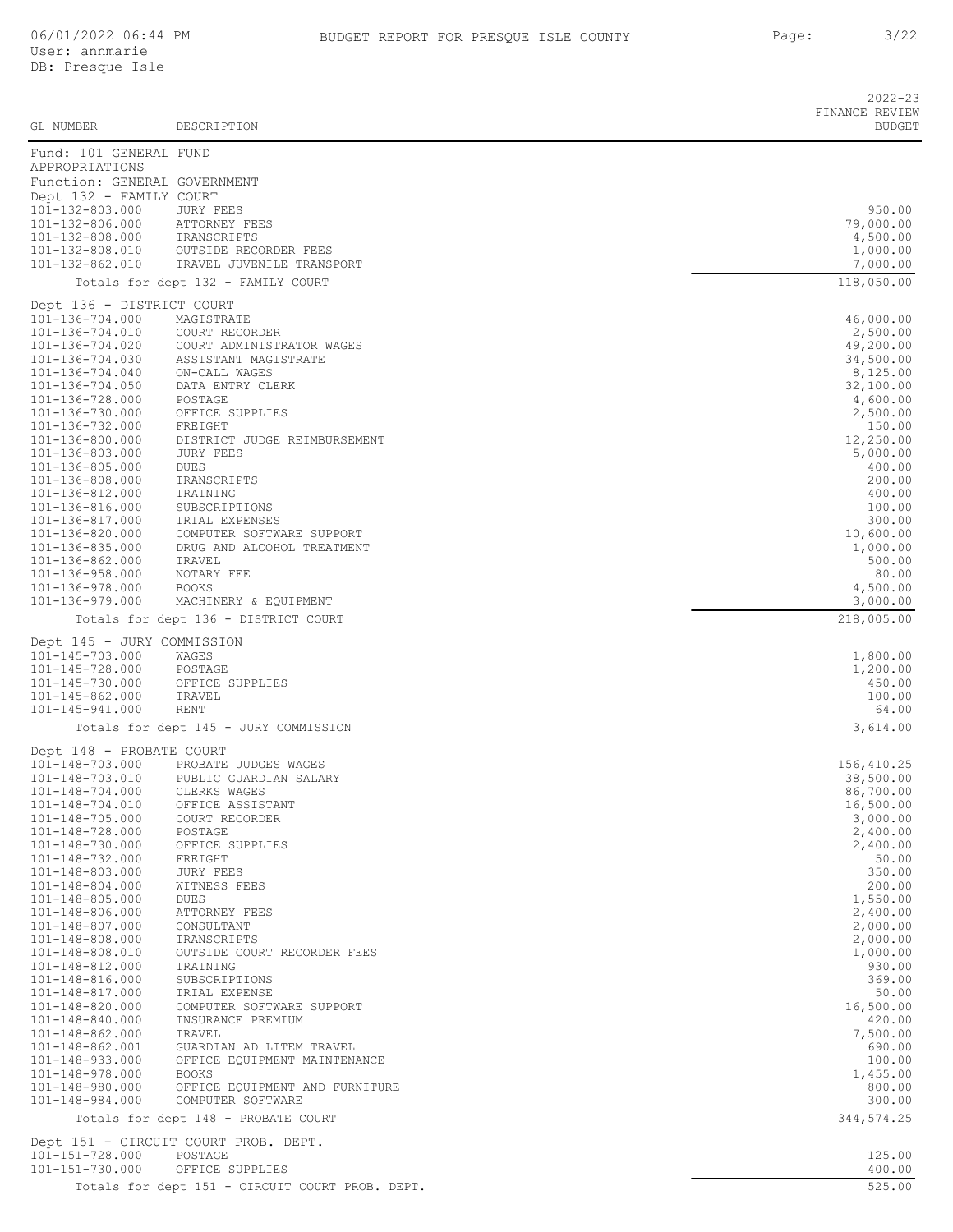| GL NUMBER | DESCRIPTION | 2022-23 FINANCE REVIEW BUDGET |
|---|---|---|
| Fund: 101 GENERAL FUND | | |
| APPROPRIATIONS | | |
| Function: GENERAL GOVERNMENT | | |
| Dept 132 - FAMILY COURT | | |
| 101-132-803.000 | JURY FEES | 950.00 |
| 101-132-806.000 | ATTORNEY FEES | 79,000.00 |
| 101-132-808.000 | TRANSCRIPTS | 4,500.00 |
| 101-132-808.010 | OUTSIDE RECORDER FEES | 1,000.00 |
| 101-132-862.010 | TRAVEL JUVENILE TRANSPORT | 7,000.00 |
| | Totals for dept 132 - FAMILY COURT | 118,050.00 |
| Dept 136 - DISTRICT COURT | | |
| 101-136-704.000 | MAGISTRATE | 46,000.00 |
| 101-136-704.010 | COURT RECORDER | 2,500.00 |
| 101-136-704.020 | COURT ADMINISTRATOR WAGES | 49,200.00 |
| 101-136-704.030 | ASSISTANT MAGISTRATE | 34,500.00 |
| 101-136-704.040 | ON-CALL WAGES | 8,125.00 |
| 101-136-704.050 | DATA ENTRY CLERK | 32,100.00 |
| 101-136-728.000 | POSTAGE | 4,600.00 |
| 101-136-730.000 | OFFICE SUPPLIES | 2,500.00 |
| 101-136-732.000 | FREIGHT | 150.00 |
| 101-136-800.000 | DISTRICT JUDGE REIMBURSEMENT | 12,250.00 |
| 101-136-803.000 | JURY FEES | 5,000.00 |
| 101-136-805.000 | DUES | 400.00 |
| 101-136-808.000 | TRANSCRIPTS | 200.00 |
| 101-136-812.000 | TRAINING | 400.00 |
| 101-136-816.000 | SUBSCRIPTIONS | 100.00 |
| 101-136-817.000 | TRIAL EXPENSES | 300.00 |
| 101-136-820.000 | COMPUTER SOFTWARE SUPPORT | 10,600.00 |
| 101-136-835.000 | DRUG AND ALCOHOL TREATMENT | 1,000.00 |
| 101-136-862.000 | TRAVEL | 500.00 |
| 101-136-958.000 | NOTARY FEE | 80.00 |
| 101-136-978.000 | BOOKS | 4,500.00 |
| 101-136-979.000 | MACHINERY & EQUIPMENT | 3,000.00 |
| | Totals for dept 136 - DISTRICT COURT | 218,005.00 |
| Dept 145 - JURY COMMISSION | | |
| 101-145-703.000 | WAGES | 1,800.00 |
| 101-145-728.000 | POSTAGE | 1,200.00 |
| 101-145-730.000 | OFFICE SUPPLIES | 450.00 |
| 101-145-862.000 | TRAVEL | 100.00 |
| 101-145-941.000 | RENT | 64.00 |
| | Totals for dept 145 - JURY COMMISSION | 3,614.00 |
| Dept 148 - PROBATE COURT | | |
| 101-148-703.000 | PROBATE JUDGES WAGES | 156,410.25 |
| 101-148-703.010 | PUBLIC GUARDIAN SALARY | 38,500.00 |
| 101-148-704.000 | CLERKS WAGES | 86,700.00 |
| 101-148-704.010 | OFFICE ASSISTANT | 16,500.00 |
| 101-148-705.000 | COURT RECORDER | 3,000.00 |
| 101-148-728.000 | POSTAGE | 2,400.00 |
| 101-148-730.000 | OFFICE SUPPLIES | 2,400.00 |
| 101-148-732.000 | FREIGHT | 50.00 |
| 101-148-803.000 | JURY FEES | 350.00 |
| 101-148-804.000 | WITNESS FEES | 200.00 |
| 101-148-805.000 | DUES | 1,550.00 |
| 101-148-806.000 | ATTORNEY FEES | 2,400.00 |
| 101-148-807.000 | CONSULTANT | 2,000.00 |
| 101-148-808.000 | TRANSCRIPTS | 2,000.00 |
| 101-148-808.010 | OUTSIDE COURT RECORDER FEES | 1,000.00 |
| 101-148-812.000 | TRAINING | 930.00 |
| 101-148-816.000 | SUBSCRIPTIONS | 369.00 |
| 101-148-817.000 | TRIAL EXPENSE | 50.00 |
| 101-148-820.000 | COMPUTER SOFTWARE SUPPORT | 16,500.00 |
| 101-148-840.000 | INSURANCE PREMIUM | 420.00 |
| 101-148-862.000 | TRAVEL | 7,500.00 |
| 101-148-862.001 | GUARDIAN AD LITEM TRAVEL | 690.00 |
| 101-148-933.000 | OFFICE EQUIPMENT MAINTENANCE | 100.00 |
| 101-148-978.000 | BOOKS | 1,455.00 |
| 101-148-980.000 | OFFICE EQUIPMENT AND FURNITURE | 800.00 |
| 101-148-984.000 | COMPUTER SOFTWARE | 300.00 |
| | Totals for dept 148 - PROBATE COURT | 344,574.25 |
| Dept 151 - CIRCUIT COURT PROB. DEPT. | | |
| 101-151-728.000 | POSTAGE | 125.00 |
| 101-151-730.000 | OFFICE SUPPLIES | 400.00 |
| | Totals for dept 151 - CIRCUIT COURT PROB. DEPT. | 525.00 |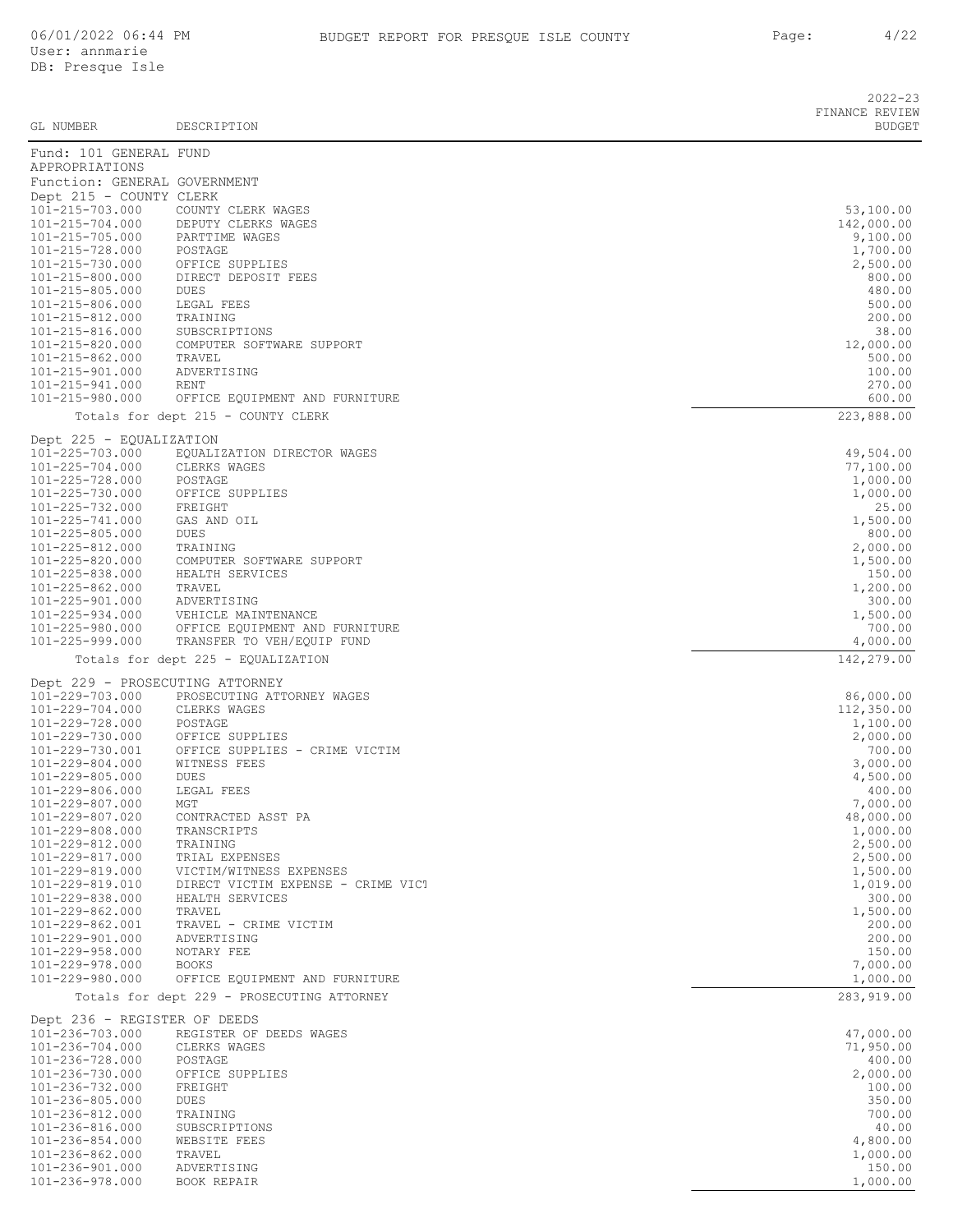| GL NUMBER | DESCRIPTION | 2022-23 FINANCE REVIEW BUDGET |
|---|---|---|
| Fund: 101 GENERAL FUND | | |
| APPROPRIATIONS | | |
| Function: GENERAL GOVERNMENT | | |
| Dept 215 - COUNTY CLERK | | |
| 101-215-703.000 | COUNTY CLERK WAGES | 53,100.00 |
| 101-215-704.000 | DEPUTY CLERKS WAGES | 142,000.00 |
| 101-215-705.000 | PARTTIME WAGES | 9,100.00 |
| 101-215-728.000 | POSTAGE | 1,700.00 |
| 101-215-730.000 | OFFICE SUPPLIES | 2,500.00 |
| 101-215-800.000 | DIRECT DEPOSIT FEES | 800.00 |
| 101-215-805.000 | DUES | 480.00 |
| 101-215-806.000 | LEGAL FEES | 500.00 |
| 101-215-812.000 | TRAINING | 200.00 |
| 101-215-816.000 | SUBSCRIPTIONS | 38.00 |
| 101-215-820.000 | COMPUTER SOFTWARE SUPPORT | 12,000.00 |
| 101-215-862.000 | TRAVEL | 500.00 |
| 101-215-901.000 | ADVERTISING | 100.00 |
| 101-215-941.000 | RENT | 270.00 |
| 101-215-980.000 | OFFICE EQUIPMENT AND FURNITURE | 600.00 |
| | Totals for dept 215 - COUNTY CLERK | 223,888.00 |
| Dept 225 - EQUALIZATION | | |
| 101-225-703.000 | EQUALIZATION DIRECTOR WAGES | 49,504.00 |
| 101-225-704.000 | CLERKS WAGES | 77,100.00 |
| 101-225-728.000 | POSTAGE | 1,000.00 |
| 101-225-730.000 | OFFICE SUPPLIES | 1,000.00 |
| 101-225-732.000 | FREIGHT | 25.00 |
| 101-225-741.000 | GAS AND OIL | 1,500.00 |
| 101-225-805.000 | DUES | 800.00 |
| 101-225-812.000 | TRAINING | 2,000.00 |
| 101-225-820.000 | COMPUTER SOFTWARE SUPPORT | 1,500.00 |
| 101-225-838.000 | HEALTH SERVICES | 150.00 |
| 101-225-862.000 | TRAVEL | 1,200.00 |
| 101-225-901.000 | ADVERTISING | 300.00 |
| 101-225-934.000 | VEHICLE MAINTENANCE | 1,500.00 |
| 101-225-980.000 | OFFICE EQUIPMENT AND FURNITURE | 700.00 |
| 101-225-999.000 | TRANSFER TO VEH/EQUIP FUND | 4,000.00 |
| | Totals for dept 225 - EQUALIZATION | 142,279.00 |
| Dept 229 - PROSECUTING ATTORNEY | | |
| 101-229-703.000 | PROSECUTING ATTORNEY WAGES | 86,000.00 |
| 101-229-704.000 | CLERKS WAGES | 112,350.00 |
| 101-229-728.000 | POSTAGE | 1,100.00 |
| 101-229-730.000 | OFFICE SUPPLIES | 2,000.00 |
| 101-229-730.001 | OFFICE SUPPLIES - CRIME VICTIM | 700.00 |
| 101-229-804.000 | WITNESS FEES | 3,000.00 |
| 101-229-805.000 | DUES | 4,500.00 |
| 101-229-806.000 | LEGAL FEES | 400.00 |
| 101-229-807.000 | MGT | 7,000.00 |
| 101-229-807.020 | CONTRACTED ASST PA | 48,000.00 |
| 101-229-808.000 | TRANSCRIPTS | 1,000.00 |
| 101-229-812.000 | TRAINING | 2,500.00 |
| 101-229-817.000 | TRIAL EXPENSES | 2,500.00 |
| 101-229-819.000 | VICTIM/WITNESS EXPENSES | 1,500.00 |
| 101-229-819.010 | DIRECT VICTIM EXPENSE - CRIME VICT | 1,019.00 |
| 101-229-838.000 | HEALTH SERVICES | 300.00 |
| 101-229-862.000 | TRAVEL | 1,500.00 |
| 101-229-862.001 | TRAVEL - CRIME VICTIM | 200.00 |
| 101-229-901.000 | ADVERTISING | 200.00 |
| 101-229-958.000 | NOTARY FEE | 150.00 |
| 101-229-978.000 | BOOKS | 7,000.00 |
| 101-229-980.000 | OFFICE EQUIPMENT AND FURNITURE | 1,000.00 |
| | Totals for dept 229 - PROSECUTING ATTORNEY | 283,919.00 |
| Dept 236 - REGISTER OF DEEDS | | |
| 101-236-703.000 | REGISTER OF DEEDS WAGES | 47,000.00 |
| 101-236-704.000 | CLERKS WAGES | 71,950.00 |
| 101-236-728.000 | POSTAGE | 400.00 |
| 101-236-730.000 | OFFICE SUPPLIES | 2,000.00 |
| 101-236-732.000 | FREIGHT | 100.00 |
| 101-236-805.000 | DUES | 350.00 |
| 101-236-812.000 | TRAINING | 700.00 |
| 101-236-816.000 | SUBSCRIPTIONS | 40.00 |
| 101-236-854.000 | WEBSITE FEES | 4,800.00 |
| 101-236-862.000 | TRAVEL | 1,000.00 |
| 101-236-901.000 | ADVERTISING | 150.00 |
| 101-236-978.000 | BOOK REPAIR | 1,000.00 |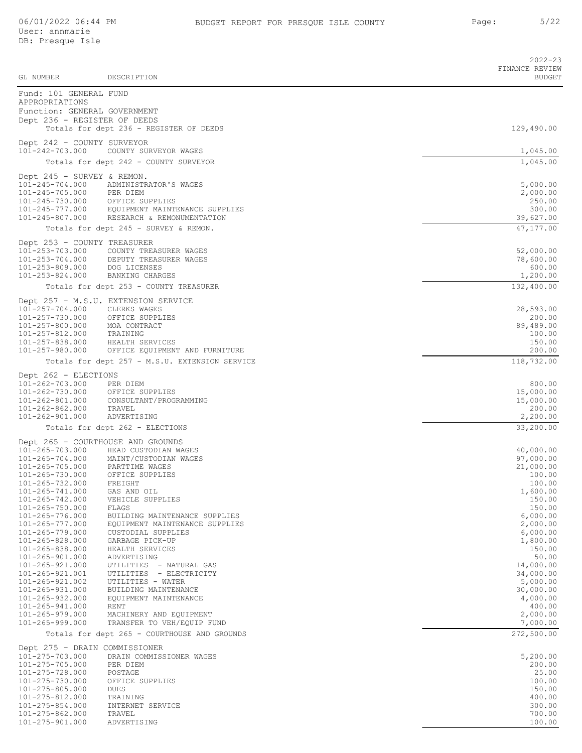| GL NUMBER | DESCRIPTION | 2022-23 FINANCE REVIEW BUDGET |
|---|---|---|
| Fund: 101 GENERAL FUND | | |
| APPROPRIATIONS | | |
| Function: GENERAL GOVERNMENT | | |
| Dept 236 - REGISTER OF DEEDS | | |
| | Totals for dept 236 - REGISTER OF DEEDS | 129,490.00 |
| Dept 242 - COUNTY SURVEYOR | | |
| 101-242-703.000 | COUNTY SURVEYOR WAGES | 1,045.00 |
| | Totals for dept 242 - COUNTY SURVEYOR | 1,045.00 |
| Dept 245 - SURVEY & REMON. | | |
| 101-245-704.000 | ADMINISTRATOR'S WAGES | 5,000.00 |
| 101-245-705.000 | PER DIEM | 2,000.00 |
| 101-245-730.000 | OFFICE SUPPLIES | 250.00 |
| 101-245-777.000 | EQUIPMENT MAINTENANCE SUPPLIES | 300.00 |
| 101-245-807.000 | RESEARCH & REMONUMENTATION | 39,627.00 |
| | Totals for dept 245 - SURVEY & REMON. | 47,177.00 |
| Dept 253 - COUNTY TREASURER | | |
| 101-253-703.000 | COUNTY TREASURER WAGES | 52,000.00 |
| 101-253-704.000 | DEPUTY TREASURER WAGES | 78,600.00 |
| 101-253-809.000 | DOG LICENSES | 600.00 |
| 101-253-824.000 | BANKING CHARGES | 1,200.00 |
| | Totals for dept 253 - COUNTY TREASURER | 132,400.00 |
| Dept 257 - M.S.U. EXTENSION SERVICE | | |
| 101-257-704.000 | CLERKS WAGES | 28,593.00 |
| 101-257-730.000 | OFFICE SUPPLIES | 200.00 |
| 101-257-800.000 | MOA CONTRACT | 89,489.00 |
| 101-257-812.000 | TRAINING | 100.00 |
| 101-257-838.000 | HEALTH SERVICES | 150.00 |
| 101-257-980.000 | OFFICE EQUIPMENT AND FURNITURE | 200.00 |
| | Totals for dept 257 - M.S.U. EXTENSION SERVICE | 118,732.00 |
| Dept 262 - ELECTIONS | | |
| 101-262-703.000 | PER DIEM | 800.00 |
| 101-262-730.000 | OFFICE SUPPLIES | 15,000.00 |
| 101-262-801.000 | CONSULTANT/PROGRAMMING | 15,000.00 |
| 101-262-862.000 | TRAVEL | 200.00 |
| 101-262-901.000 | ADVERTISING | 2,200.00 |
| | Totals for dept 262 - ELECTIONS | 33,200.00 |
| Dept 265 - COURTHOUSE AND GROUNDS | | |
| 101-265-703.000 | HEAD CUSTODIAN WAGES | 40,000.00 |
| 101-265-704.000 | MAINT/CUSTODIAN WAGES | 97,000.00 |
| 101-265-705.000 | PARTTIME WAGES | 21,000.00 |
| 101-265-730.000 | OFFICE SUPPLIES | 100.00 |
| 101-265-732.000 | FREIGHT | 100.00 |
| 101-265-741.000 | GAS AND OIL | 1,600.00 |
| 101-265-742.000 | VEHICLE SUPPLIES | 150.00 |
| 101-265-750.000 | FLAGS | 150.00 |
| 101-265-776.000 | BUILDING MAINTENANCE SUPPLIES | 6,000.00 |
| 101-265-777.000 | EQUIPMENT MAINTENANCE SUPPLIES | 2,000.00 |
| 101-265-779.000 | CUSTODIAL SUPPLIES | 6,000.00 |
| 101-265-828.000 | GARBAGE PICK-UP | 1,800.00 |
| 101-265-838.000 | HEALTH SERVICES | 150.00 |
| 101-265-901.000 | ADVERTISING | 50.00 |
| 101-265-921.000 | UTILITIES - NATURAL GAS | 14,000.00 |
| 101-265-921.001 | UTILITIES - ELECTRICITY | 34,000.00 |
| 101-265-921.002 | UTILITIES - WATER | 5,000.00 |
| 101-265-931.000 | BUILDING MAINTENANCE | 30,000.00 |
| 101-265-932.000 | EQUIPMENT MAINTENANCE | 4,000.00 |
| 101-265-941.000 | RENT | 400.00 |
| 101-265-979.000 | MACHINERY AND EQUIPMENT | 2,000.00 |
| 101-265-999.000 | TRANSFER TO VEH/EQUIP FUND | 7,000.00 |
| | Totals for dept 265 - COURTHOUSE AND GROUNDS | 272,500.00 |
| Dept 275 - DRAIN COMMISSIONER | | |
| 101-275-703.000 | DRAIN COMMISSIONER WAGES | 5,200.00 |
| 101-275-705.000 | PER DIEM | 200.00 |
| 101-275-728.000 | POSTAGE | 25.00 |
| 101-275-730.000 | OFFICE SUPPLIES | 100.00 |
| 101-275-805.000 | DUES | 150.00 |
| 101-275-812.000 | TRAINING | 400.00 |
| 101-275-854.000 | INTERNET SERVICE | 300.00 |
| 101-275-862.000 | TRAVEL | 700.00 |
| 101-275-901.000 | ADVERTISING | 100.00 |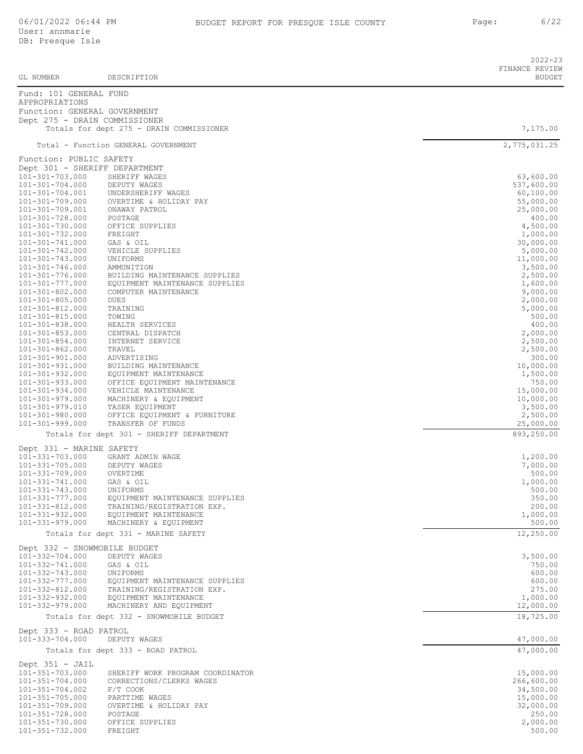| GL NUMBER | DESCRIPTION | 2022-23 FINANCE REVIEW BUDGET |
|---|---|---|
| Fund: 101 GENERAL FUND | | |
| APPROPRIATIONS | | |
| Function: GENERAL GOVERNMENT | | |
| Dept 275 - DRAIN COMMISSIONER | | |
| | Totals for dept 275 - DRAIN COMMISSIONER | 7,175.00 |
| | Total - Function GENERAL GOVERNMENT | 2,775,031.25 |
| Function: PUBLIC SAFETY | | |
| Dept 301 - SHERIFF DEPARTMENT | | |
| 101-301-703.000 | SHERIFF WAGES | 63,600.00 |
| 101-301-704.000 | DEPUTY WAGES | 537,600.00 |
| 101-301-704.001 | UNDERSHERIFF WAGES | 60,100.00 |
| 101-301-709.000 | OVERTIME & HOLIDAY PAY | 55,000.00 |
| 101-301-709.001 | ONAWAY PATROL | 25,000.00 |
| 101-301-728.000 | POSTAGE | 400.00 |
| 101-301-730.000 | OFFICE SUPPLIES | 4,500.00 |
| 101-301-732.000 | FREIGHT | 1,000.00 |
| 101-301-741.000 | GAS & OIL | 30,000.00 |
| 101-301-742.000 | VEHICLE SUPPLIES | 5,000.00 |
| 101-301-743.000 | UNIFORMS | 11,000.00 |
| 101-301-746.000 | AMMUNITION | 3,500.00 |
| 101-301-776.000 | BUILDING MAINTENANCE SUPPLIES | 2,500.00 |
| 101-301-777.000 | EQUIPMENT MAINTENANCE SUPPLIES | 1,600.00 |
| 101-301-802.000 | COMPUTER MAINTENANCE | 9,000.00 |
| 101-301-805.000 | DUES | 2,000.00 |
| 101-301-812.000 | TRAINING | 5,000.00 |
| 101-301-815.000 | TOWING | 500.00 |
| 101-301-838.000 | HEALTH SERVICES | 400.00 |
| 101-301-853.000 | CENTRAL DISPATCH | 2,000.00 |
| 101-301-854.000 | INTERNET SERVICE | 2,500.00 |
| 101-301-862.000 | TRAVEL | 2,500.00 |
| 101-301-901.000 | ADVERTISING | 300.00 |
| 101-301-931.000 | BUILDING MAINTENANCE | 10,000.00 |
| 101-301-932.000 | EQUIPMENT MAINTENANCE | 1,500.00 |
| 101-301-933.000 | OFFICE EQUIPMENT MAINTENANCE | 750.00 |
| 101-301-934.000 | VEHICLE MAINTENANCE | 15,000.00 |
| 101-301-979.000 | MACHINERY & EQUIPMENT | 10,000.00 |
| 101-301-979.010 | TASER EQUIPMENT | 3,500.00 |
| 101-301-980.000 | OFFICE EQUIPMENT & FURNITURE | 2,500.00 |
| 101-301-999.000 | TRANSFER OF FUNDS | 25,000.00 |
| | Totals for dept 301 - SHERIFF DEPARTMENT | 893,250.00 |
| Dept 331 - MARINE SAFETY | | |
| 101-331-703.000 | GRANT ADMIN WAGE | 1,200.00 |
| 101-331-705.000 | DEPUTY WAGES | 7,000.00 |
| 101-331-709.000 | OVERTIME | 500.00 |
| 101-331-741.000 | GAS & OIL | 1,000.00 |
| 101-331-743.000 | UNIFORMS | 500.00 |
| 101-331-777.000 | EQUIPMENT MAINTENANCE SUPPLIES | 350.00 |
| 101-331-812.000 | TRAINING/REGISTRATION EXP. | 200.00 |
| 101-331-932.000 | EQUIPMENT MAINTENANCE | 1,000.00 |
| 101-331-979.000 | MACHINERY & EQUIPMENT | 500.00 |
| | Totals for dept 331 - MARINE SAFETY | 12,250.00 |
| Dept 332 - SNOWMOBILE BUDGET | | |
| 101-332-704.000 | DEPUTY WAGES | 3,500.00 |
| 101-332-741.000 | GAS & OIL | 750.00 |
| 101-332-743.000 | UNIFORMS | 600.00 |
| 101-332-777.000 | EQUIPMENT MAINTENANCE SUPPLIES | 600.00 |
| 101-332-812.000 | TRAINING/REGISTRATION EXP. | 275.00 |
| 101-332-932.000 | EQUIPMENT MAINTENANCE | 1,000.00 |
| 101-332-979.000 | MACHINERY AND EQUIPMENT | 12,000.00 |
| | Totals for dept 332 - SNOWMOBILE BUDGET | 18,725.00 |
| Dept 333 - ROAD PATROL | | |
| 101-333-704.000 | DEPUTY WAGES | 47,000.00 |
| | Totals for dept 333 - ROAD PATROL | 47,000.00 |
| Dept 351 - JAIL | | |
| 101-351-703.000 | SHERIFF WORK PROGRAM COORDINATOR | 15,000.00 |
| 101-351-704.000 | CORRECTIONS/CLERKS WAGES | 266,600.00 |
| 101-351-704.002 | F/T COOK | 34,500.00 |
| 101-351-705.000 | PARTTIME WAGES | 15,000.00 |
| 101-351-709.000 | OVERTIME & HOLIDAY PAY | 32,000.00 |
| 101-351-728.000 | POSTAGE | 250.00 |
| 101-351-730.000 | OFFICE SUPPLIES | 2,000.00 |
| 101-351-732.000 | FREIGHT | 500.00 |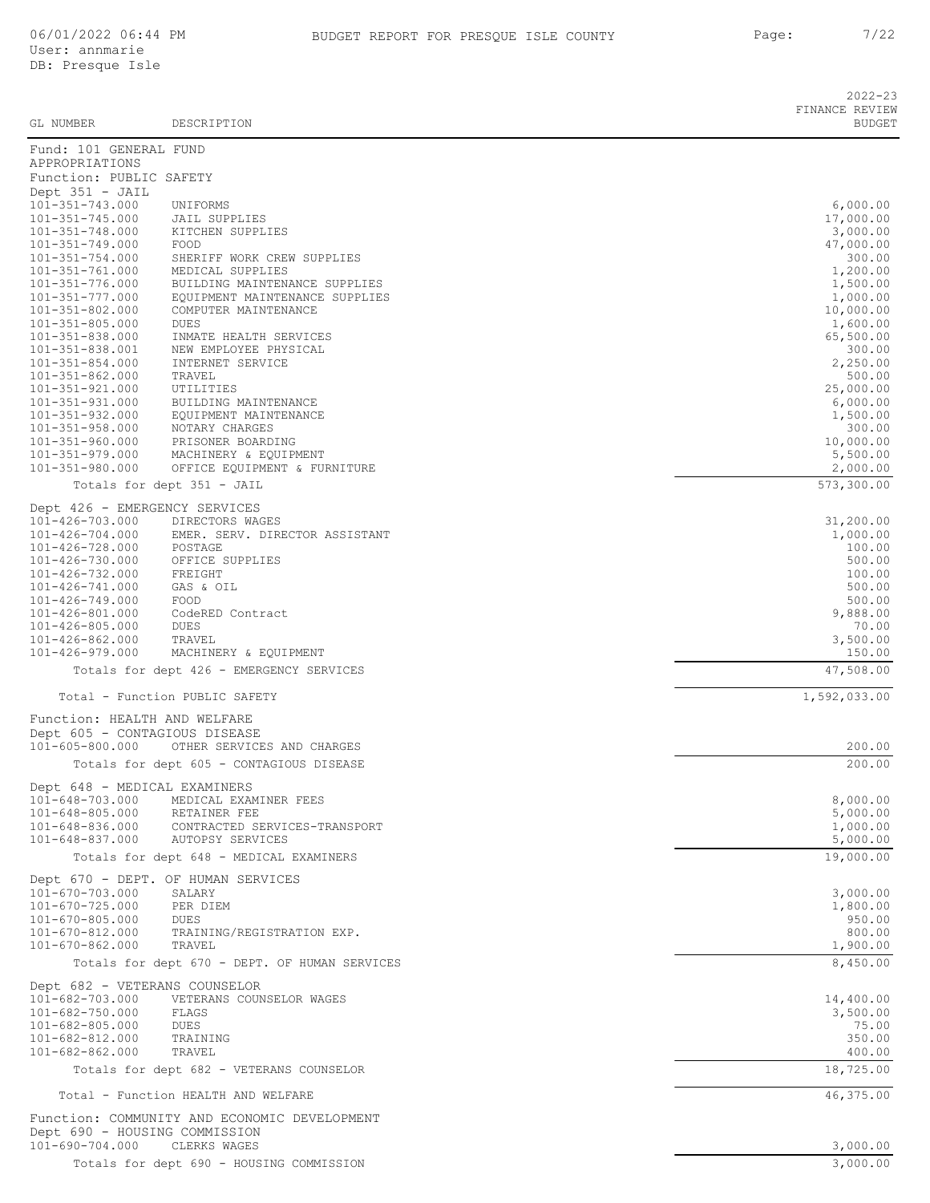| GL NUMBER | DESCRIPTION | 2022-23 FINANCE REVIEW BUDGET |
|---|---|---|
| **Fund: 101 GENERAL FUND** | | |
| **APPROPRIATIONS** | | |
| **Function: PUBLIC SAFETY** | | |
| **Dept 351 - JAIL** | | |
| 101-351-743.000 | UNIFORMS | 6,000.00 |
| 101-351-745.000 | JAIL SUPPLIES | 17,000.00 |
| 101-351-748.000 | KITCHEN SUPPLIES | 3,000.00 |
| 101-351-749.000 | FOOD | 47,000.00 |
| 101-351-754.000 | SHERIFF WORK CREW SUPPLIES | 300.00 |
| 101-351-761.000 | MEDICAL SUPPLIES | 1,200.00 |
| 101-351-776.000 | BUILDING MAINTENANCE SUPPLIES | 1,500.00 |
| 101-351-777.000 | EQUIPMENT MAINTENANCE SUPPLIES | 1,000.00 |
| 101-351-802.000 | COMPUTER MAINTENANCE | 10,000.00 |
| 101-351-805.000 | DUES | 1,600.00 |
| 101-351-838.000 | INMATE HEALTH SERVICES | 65,500.00 |
| 101-351-838.001 | NEW EMPLOYEE PHYSICAL | 300.00 |
| 101-351-854.000 | INTERNET SERVICE | 2,250.00 |
| 101-351-862.000 | TRAVEL | 500.00 |
| 101-351-921.000 | UTILITIES | 25,000.00 |
| 101-351-931.000 | BUILDING MAINTENANCE | 6,000.00 |
| 101-351-932.000 | EQUIPMENT MAINTENANCE | 1,500.00 |
| 101-351-958.000 | NOTARY CHARGES | 300.00 |
| 101-351-960.000 | PRISONER BOARDING | 10,000.00 |
| 101-351-979.000 | MACHINERY & EQUIPMENT | 5,500.00 |
| 101-351-980.000 | OFFICE EQUIPMENT & FURNITURE | 2,000.00 |
| | Totals for dept 351 - JAIL | 573,300.00 |
| **Dept 426 - EMERGENCY SERVICES** | | |
| 101-426-703.000 | DIRECTORS WAGES | 31,200.00 |
| 101-426-704.000 | EMER. SERV. DIRECTOR ASSISTANT | 1,000.00 |
| 101-426-728.000 | POSTAGE | 100.00 |
| 101-426-730.000 | OFFICE SUPPLIES | 500.00 |
| 101-426-732.000 | FREIGHT | 100.00 |
| 101-426-741.000 | GAS & OIL | 500.00 |
| 101-426-749.000 | FOOD | 500.00 |
| 101-426-801.000 | CodeRED Contract | 9,888.00 |
| 101-426-805.000 | DUES | 70.00 |
| 101-426-862.000 | TRAVEL | 3,500.00 |
| 101-426-979.000 | MACHINERY & EQUIPMENT | 150.00 |
| | Totals for dept 426 - EMERGENCY SERVICES | 47,508.00 |
| | Total - Function PUBLIC SAFETY | 1,592,033.00 |
| **Function: HEALTH AND WELFARE** | | |
| **Dept 605 - CONTAGIOUS DISEASE** | | |
| 101-605-800.000 | OTHER SERVICES AND CHARGES | 200.00 |
| | Totals for dept 605 - CONTAGIOUS DISEASE | 200.00 |
| **Dept 648 - MEDICAL EXAMINERS** | | |
| 101-648-703.000 | MEDICAL EXAMINER FEES | 8,000.00 |
| 101-648-805.000 | RETAINER FEE | 5,000.00 |
| 101-648-836.000 | CONTRACTED SERVICES-TRANSPORT | 1,000.00 |
| 101-648-837.000 | AUTOPSY SERVICES | 5,000.00 |
| | Totals for dept 648 - MEDICAL EXAMINERS | 19,000.00 |
| **Dept 670 - DEPT. OF HUMAN SERVICES** | | |
| 101-670-703.000 | SALARY | 3,000.00 |
| 101-670-725.000 | PER DIEM | 1,800.00 |
| 101-670-805.000 | DUES | 950.00 |
| 101-670-812.000 | TRAINING/REGISTRATION EXP. | 800.00 |
| 101-670-862.000 | TRAVEL | 1,900.00 |
| | Totals for dept 670 - DEPT. OF HUMAN SERVICES | 8,450.00 |
| **Dept 682 - VETERANS COUNSELOR** | | |
| 101-682-703.000 | VETERANS COUNSELOR WAGES | 14,400.00 |
| 101-682-750.000 | FLAGS | 3,500.00 |
| 101-682-805.000 | DUES | 75.00 |
| 101-682-812.000 | TRAINING | 350.00 |
| 101-682-862.000 | TRAVEL | 400.00 |
| | Totals for dept 682 - VETERANS COUNSELOR | 18,725.00 |
| | Total - Function HEALTH AND WELFARE | 46,375.00 |
| **Function: COMMUNITY AND ECONOMIC DEVELOPMENT** | | |
| **Dept 690 - HOUSING COMMISSION** | | |
| 101-690-704.000 | CLERKS WAGES | 3,000.00 |
| | Totals for dept 690 - HOUSING COMMISSION | 3,000.00 |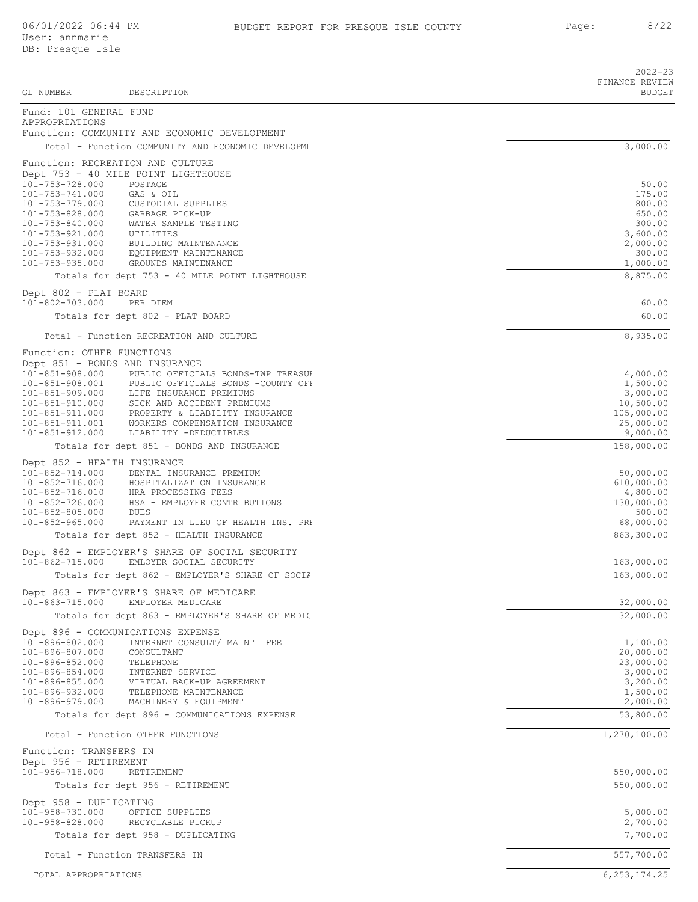| GL NUMBER | DESCRIPTION | 2022-23 FINANCE REVIEW BUDGET |
|---|---|---|
| **Fund: 101 GENERAL FUND** | | |
| **APPROPRIATIONS** | | |
| **Function: COMMUNITY AND ECONOMIC DEVELOPMENT** | | |
| | Total - Function COMMUNITY AND ECONOMIC DEVELOPMI | 3,000.00 |
| **Function: RECREATION AND CULTURE** | | |
| **Dept 753 - 40 MILE POINT LIGHTHOUSE** | | |
| 101-753-728.000 | POSTAGE | 50.00 |
| 101-753-741.000 | GAS & OIL | 175.00 |
| 101-753-779.000 | CUSTODIAL SUPPLIES | 800.00 |
| 101-753-828.000 | GARBAGE PICK-UP | 650.00 |
| 101-753-840.000 | WATER SAMPLE TESTING | 300.00 |
| 101-753-921.000 | UTILITIES | 3,600.00 |
| 101-753-931.000 | BUILDING MAINTENANCE | 2,000.00 |
| 101-753-932.000 | EQUIPMENT MAINTENANCE | 300.00 |
| 101-753-935.000 | GROUNDS MAINTENANCE | 1,000.00 |
| | Totals for dept 753 - 40 MILE POINT LIGHTHOUSE | 8,875.00 |
| **Dept 802 - PLAT BOARD** | | |
| 101-802-703.000 | PER DIEM | 60.00 |
| | Totals for dept 802 - PLAT BOARD | 60.00 |
| | Total - Function RECREATION AND CULTURE | 8,935.00 |
| **Function: OTHER FUNCTIONS** | | |
| **Dept 851 - BONDS AND INSURANCE** | | |
| 101-851-908.000 | PUBLIC OFFICIALS BONDS-TWP TREASUI | 4,000.00 |
| 101-851-908.001 | PUBLIC OFFICIALS BONDS -COUNTY OFI | 1,500.00 |
| 101-851-909.000 | LIFE INSURANCE PREMIUMS | 3,000.00 |
| 101-851-910.000 | SICK AND ACCIDENT PREMIUMS | 10,500.00 |
| 101-851-911.000 | PROPERTY & LIABILITY INSURANCE | 105,000.00 |
| 101-851-911.001 | WORKERS COMPENSATION INSURANCE | 25,000.00 |
| 101-851-912.000 | LIABILITY -DEDUCTIBLES | 9,000.00 |
| | Totals for dept 851 - BONDS AND INSURANCE | 158,000.00 |
| **Dept 852 - HEALTH INSURANCE** | | |
| 101-852-714.000 | DENTAL INSURANCE PREMIUM | 50,000.00 |
| 101-852-716.000 | HOSPITALIZATION INSURANCE | 610,000.00 |
| 101-852-716.010 | HRA PROCESSING FEES | 4,800.00 |
| 101-852-726.000 | HSA - EMPLOYER CONTRIBUTIONS | 130,000.00 |
| 101-852-805.000 | DUES | 500.00 |
| 101-852-965.000 | PAYMENT IN LIEU OF HEALTH INS. PRI | 68,000.00 |
| | Totals for dept 852 - HEALTH INSURANCE | 863,300.00 |
| **Dept 862 - EMPLOYER'S SHARE OF SOCIAL SECURITY** | | |
| 101-862-715.000 | EMLOYER SOCIAL SECURITY | 163,000.00 |
| | Totals for dept 862 - EMPLOYER'S SHARE OF SOCIA | 163,000.00 |
| **Dept 863 - EMPLOYER'S SHARE OF MEDICARE** | | |
| 101-863-715.000 | EMPLOYER MEDICARE | 32,000.00 |
| | Totals for dept 863 - EMPLOYER'S SHARE OF MEDIC | 32,000.00 |
| **Dept 896 - COMMUNICATIONS EXPENSE** | | |
| 101-896-802.000 | INTERNET CONSULT/ MAINT FEE | 1,100.00 |
| 101-896-807.000 | CONSULTANT | 20,000.00 |
| 101-896-852.000 | TELEPHONE | 23,000.00 |
| 101-896-854.000 | INTERNET SERVICE | 3,000.00 |
| 101-896-855.000 | VIRTUAL BACK-UP AGREEMENT | 3,200.00 |
| 101-896-932.000 | TELEPHONE MAINTENANCE | 1,500.00 |
| 101-896-979.000 | MACHINERY & EQUIPMENT | 2,000.00 |
| | Totals for dept 896 - COMMUNICATIONS EXPENSE | 53,800.00 |
| | Total - Function OTHER FUNCTIONS | 1,270,100.00 |
| **Function: TRANSFERS IN** | | |
| **Dept 956 - RETIREMENT** | | |
| 101-956-718.000 | RETIREMENT | 550,000.00 |
| | Totals for dept 956 - RETIREMENT | 550,000.00 |
| **Dept 958 - DUPLICATING** | | |
| 101-958-730.000 | OFFICE SUPPLIES | 5,000.00 |
| 101-958-828.000 | RECYCLABLE PICKUP | 2,700.00 |
| | Totals for dept 958 - DUPLICATING | 7,700.00 |
| | Total - Function TRANSFERS IN | 557,700.00 |
| TOTAL APPROPRIATIONS | | 6,253,174.25 |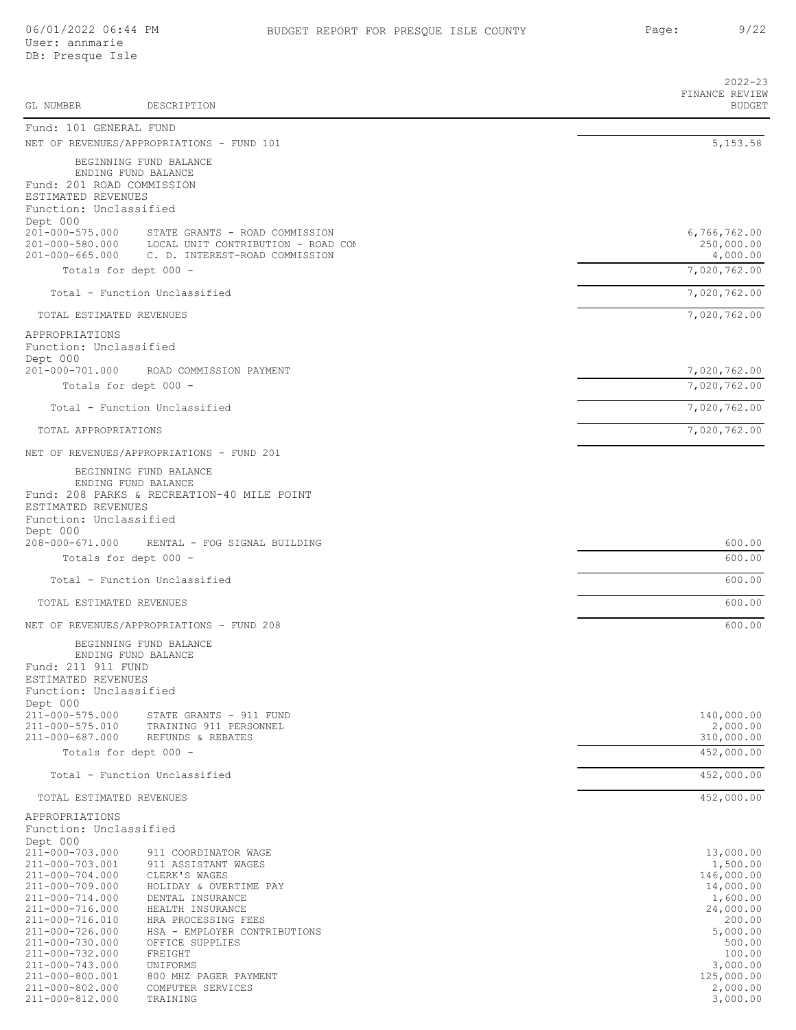BUDGET REPORT FOR PRESQUE ISLE COUNTY

06/01/2022 06:44 PM
User: annmarie
DB: Presque Isle

| GL NUMBER | DESCRIPTION | 2022-23 FINANCE REVIEW BUDGET |
|---|---|---|
| Fund: 101 GENERAL FUND | | |
| NET OF REVENUES/APPROPRIATIONS - FUND 101 | | 5,153.58 |
| | BEGINNING FUND BALANCE | |
| | ENDING FUND BALANCE | |
| Fund: 201 ROAD COMMISSION | | |
| ESTIMATED REVENUES | | |
| Function: Unclassified | | |
| Dept 000 | | |
| 201-000-575.000 | STATE GRANTS - ROAD COMMISSION | 6,766,762.00 |
| 201-000-580.000 | LOCAL UNIT CONTRIBUTION - ROAD COM | 250,000.00 |
| 201-000-665.000 | C. D. INTEREST-ROAD COMMISSION | 4,000.00 |
| Totals for dept 000 - | | 7,020,762.00 |
| Total - Function Unclassified | | 7,020,762.00 |
| TOTAL ESTIMATED REVENUES | | 7,020,762.00 |
| APPROPRIATIONS | | |
| Function: Unclassified | | |
| Dept 000 | | |
| 201-000-701.000 | ROAD COMMISSION PAYMENT | 7,020,762.00 |
| Totals for dept 000 - | | 7,020,762.00 |
| Total - Function Unclassified | | 7,020,762.00 |
| TOTAL APPROPRIATIONS | | 7,020,762.00 |
| NET OF REVENUES/APPROPRIATIONS - FUND 201 | | |
| | BEGINNING FUND BALANCE | |
| | ENDING FUND BALANCE | |
| Fund: 208 PARKS & RECREATION-40 MILE POINT | | |
| ESTIMATED REVENUES | | |
| Function: Unclassified | | |
| Dept 000 | | |
| 208-000-671.000 | RENTAL - FOG SIGNAL BUILDING | 600.00 |
| Totals for dept 000 - | | 600.00 |
| Total - Function Unclassified | | 600.00 |
| TOTAL ESTIMATED REVENUES | | 600.00 |
| NET OF REVENUES/APPROPRIATIONS - FUND 208 | | 600.00 |
| | BEGINNING FUND BALANCE | |
| | ENDING FUND BALANCE | |
| Fund: 211 911 FUND | | |
| ESTIMATED REVENUES | | |
| Function: Unclassified | | |
| Dept 000 | | |
| 211-000-575.000 | STATE GRANTS - 911 FUND | 140,000.00 |
| 211-000-575.010 | TRAINING 911 PERSONNEL | 2,000.00 |
| 211-000-687.000 | REFUNDS & REBATES | 310,000.00 |
| Totals for dept 000 - | | 452,000.00 |
| Total - Function Unclassified | | 452,000.00 |
| TOTAL ESTIMATED REVENUES | | 452,000.00 |
| APPROPRIATIONS | | |
| Function: Unclassified | | |
| Dept 000 | | |
| 211-000-703.000 | 911 COORDINATOR WAGE | 13,000.00 |
| 211-000-703.001 | 911 ASSISTANT WAGES | 1,500.00 |
| 211-000-704.000 | CLERK'S WAGES | 146,000.00 |
| 211-000-709.000 | HOLIDAY & OVERTIME PAY | 14,000.00 |
| 211-000-714.000 | DENTAL INSURANCE | 1,600.00 |
| 211-000-716.000 | HEALTH INSURANCE | 24,000.00 |
| 211-000-716.010 | HRA PROCESSING FEES | 200.00 |
| 211-000-726.000 | HSA - EMPLOYER CONTRIBUTIONS | 5,000.00 |
| 211-000-730.000 | OFFICE SUPPLIES | 500.00 |
| 211-000-732.000 | FREIGHT | 100.00 |
| 211-000-743.000 | UNIFORMS | 3,000.00 |
| 211-000-800.001 | 800 MHZ PAGER PAYMENT | 125,000.00 |
| 211-000-802.000 | COMPUTER SERVICES | 2,000.00 |
| 211-000-812.000 | TRAINING | 3,000.00 |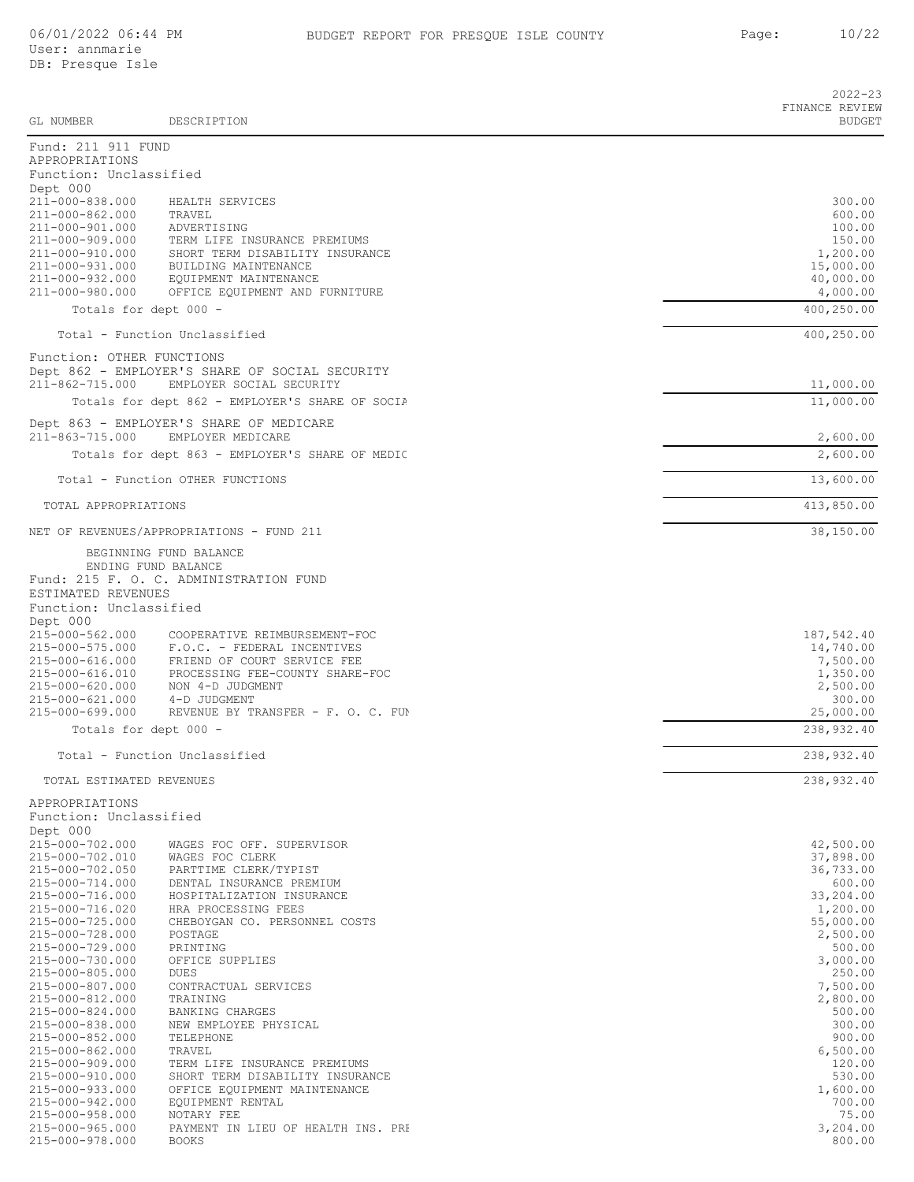| GL NUMBER | DESCRIPTION | 2022-23 FINANCE REVIEW BUDGET |
|---|---|---|
| Fund: 211 911 FUND | | |
| APPROPRIATIONS | | |
| Function: Unclassified | | |
| Dept 000 | | |
| 211-000-838.000 | HEALTH SERVICES | 300.00 |
| 211-000-862.000 | TRAVEL | 600.00 |
| 211-000-901.000 | ADVERTISING | 100.00 |
| 211-000-909.000 | TERM LIFE INSURANCE PREMIUMS | 150.00 |
| 211-000-910.000 | SHORT TERM DISABILITY INSURANCE | 1,200.00 |
| 211-000-931.000 | BUILDING MAINTENANCE | 15,000.00 |
| 211-000-932.000 | EQUIPMENT MAINTENANCE | 40,000.00 |
| 211-000-980.000 | OFFICE EQUIPMENT AND FURNITURE | 4,000.00 |
| Totals for dept 000 - | | 400,250.00 |
| Total - Function Unclassified | | 400,250.00 |
| Function: OTHER FUNCTIONS | | |
| Dept 862 - EMPLOYER'S SHARE OF SOCIAL SECURITY | | |
| 211-862-715.000 | EMPLOYER SOCIAL SECURITY | 11,000.00 |
| Totals for dept 862 - EMPLOYER'S SHARE OF SOCIA | | 11,000.00 |
| Dept 863 - EMPLOYER'S SHARE OF MEDICARE | | |
| 211-863-715.000 | EMPLOYER MEDICARE | 2,600.00 |
| Totals for dept 863 - EMPLOYER'S SHARE OF MEDIC | | 2,600.00 |
| Total - Function OTHER FUNCTIONS | | 13,600.00 |
| TOTAL APPROPRIATIONS | | 413,850.00 |
| NET OF REVENUES/APPROPRIATIONS - FUND 211 | | 38,150.00 |
| BEGINNING FUND BALANCE | | |
| ENDING FUND BALANCE | | |
| Fund: 215 F. O. C. ADMINISTRATION FUND | | |
| ESTIMATED REVENUES | | |
| Function: Unclassified | | |
| Dept 000 | | |
| 215-000-562.000 | COOPERATIVE REIMBURSEMENT-FOC | 187,542.40 |
| 215-000-575.000 | F.O.C. - FEDERAL INCENTIVES | 14,740.00 |
| 215-000-616.000 | FRIEND OF COURT SERVICE FEE | 7,500.00 |
| 215-000-616.010 | PROCESSING FEE-COUNTY SHARE-FOC | 1,350.00 |
| 215-000-620.000 | NON 4-D JUDGMENT | 2,500.00 |
| 215-000-621.000 | 4-D JUDGMENT | 300.00 |
| 215-000-699.000 | REVENUE BY TRANSFER - F. O. C. FUN | 25,000.00 |
| Totals for dept 000 - | | 238,932.40 |
| Total - Function Unclassified | | 238,932.40 |
| TOTAL ESTIMATED REVENUES | | 238,932.40 |
| APPROPRIATIONS | | |
| Function: Unclassified | | |
| Dept 000 | | |
| 215-000-702.000 | WAGES FOC OFF. SUPERVISOR | 42,500.00 |
| 215-000-702.010 | WAGES FOC CLERK | 37,898.00 |
| 215-000-702.050 | PARTTIME CLERK/TYPIST | 36,733.00 |
| 215-000-714.000 | DENTAL INSURANCE PREMIUM | 600.00 |
| 215-000-716.000 | HOSPITALIZATION INSURANCE | 33,204.00 |
| 215-000-716.020 | HRA PROCESSING FEES | 1,200.00 |
| 215-000-725.000 | CHEBOYGAN CO. PERSONNEL COSTS | 55,000.00 |
| 215-000-728.000 | POSTAGE | 2,500.00 |
| 215-000-729.000 | PRINTING | 500.00 |
| 215-000-730.000 | OFFICE SUPPLIES | 3,000.00 |
| 215-000-805.000 | DUES | 250.00 |
| 215-000-807.000 | CONTRACTUAL SERVICES | 7,500.00 |
| 215-000-812.000 | TRAINING | 2,800.00 |
| 215-000-824.000 | BANKING CHARGES | 500.00 |
| 215-000-838.000 | NEW EMPLOYEE PHYSICAL | 300.00 |
| 215-000-852.000 | TELEPHONE | 900.00 |
| 215-000-862.000 | TRAVEL | 6,500.00 |
| 215-000-909.000 | TERM LIFE INSURANCE PREMIUMS | 120.00 |
| 215-000-910.000 | SHORT TERM DISABILITY INSURANCE | 530.00 |
| 215-000-933.000 | OFFICE EQUIPMENT MAINTENANCE | 1,600.00 |
| 215-000-942.000 | EQUIPMENT RENTAL | 700.00 |
| 215-000-958.000 | NOTARY FEE | 75.00 |
| 215-000-965.000 | PAYMENT IN LIEU OF HEALTH INS. PRE | 3,204.00 |
| 215-000-978.000 | BOOKS | 800.00 |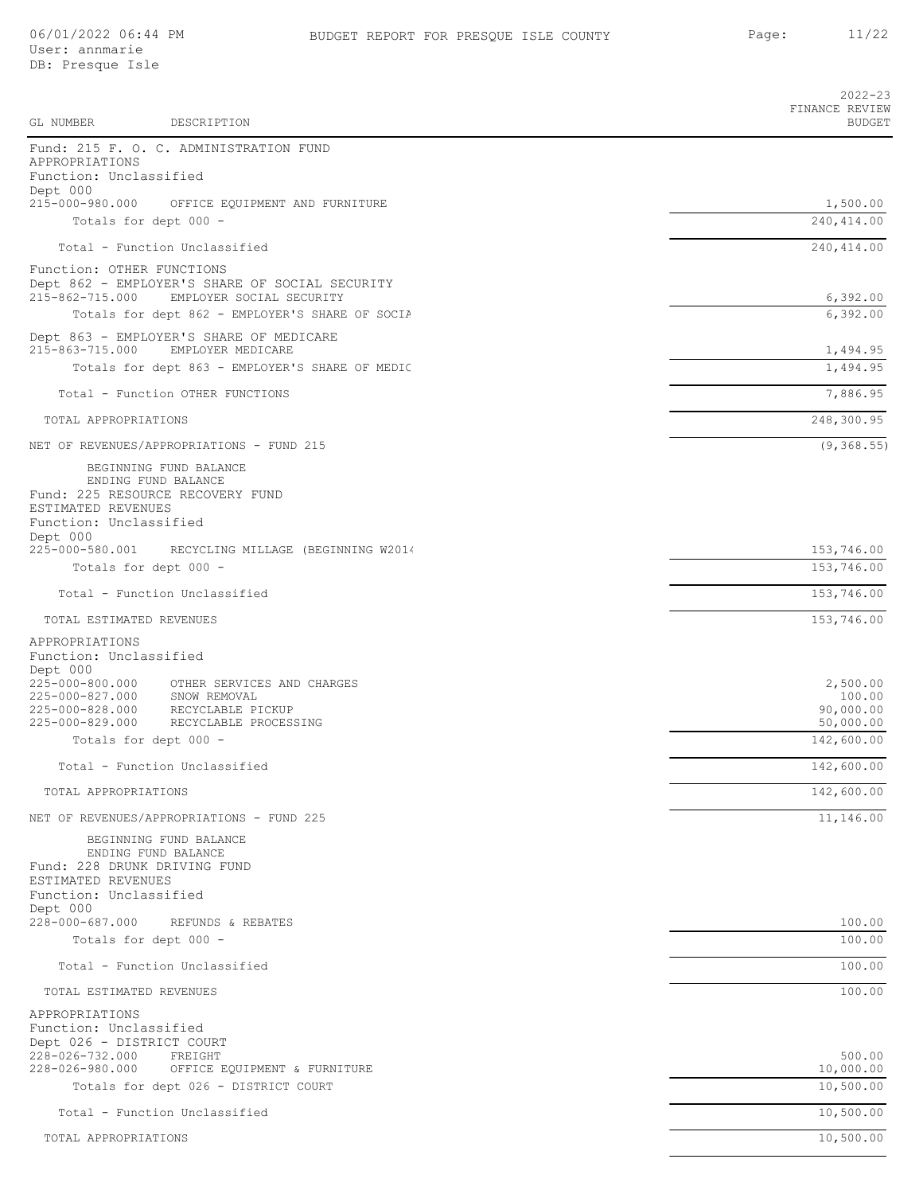| GL NUMBER | DESCRIPTION | 2022-23 FINANCE REVIEW BUDGET |
|---|---|---|
| **Fund: 215 F. O. C. ADMINISTRATION FUND** | | |
| APPROPRIATIONS | | |
| Function: Unclassified | | |
| Dept 000 | | |
| 215-000-980.000 | OFFICE EQUIPMENT AND FURNITURE | 1,500.00 |
| | Totals for dept 000 - | 240,414.00 |
| | Total - Function Unclassified | 240,414.00 |
| Function: OTHER FUNCTIONS | | |
| Dept 862 - EMPLOYER'S SHARE OF SOCIAL SECURITY | | |
| 215-862-715.000 | EMPLOYER SOCIAL SECURITY | 6,392.00 |
| | Totals for dept 862 - EMPLOYER'S SHARE OF SOCIA | 6,392.00 |
| Dept 863 - EMPLOYER'S SHARE OF MEDICARE | | |
| 215-863-715.000 | EMPLOYER MEDICARE | 1,494.95 |
| | Totals for dept 863 - EMPLOYER'S SHARE OF MEDIC | 1,494.95 |
| | Total - Function OTHER FUNCTIONS | 7,886.95 |
| TOTAL APPROPRIATIONS | | 248,300.95 |
| NET OF REVENUES/APPROPRIATIONS - FUND 215 | | (9,368.55) |
| | BEGINNING FUND BALANCE | |
| | ENDING FUND BALANCE | |
| **Fund: 225 RESOURCE RECOVERY FUND** | | |
| ESTIMATED REVENUES | | |
| Function: Unclassified | | |
| Dept 000 | | |
| 225-000-580.001 | RECYCLING MILLAGE (BEGINNING W2014 | 153,746.00 |
| | Totals for dept 000 - | 153,746.00 |
| | Total - Function Unclassified | 153,746.00 |
| TOTAL ESTIMATED REVENUES | | 153,746.00 |
| APPROPRIATIONS | | |
| Function: Unclassified | | |
| Dept 000 | | |
| 225-000-800.000 | OTHER SERVICES AND CHARGES | 2,500.00 |
| 225-000-827.000 | SNOW REMOVAL | 100.00 |
| 225-000-828.000 | RECYCLABLE PICKUP | 90,000.00 |
| 225-000-829.000 | RECYCLABLE PROCESSING | 50,000.00 |
| | Totals for dept 000 - | 142,600.00 |
| | Total - Function Unclassified | 142,600.00 |
| TOTAL APPROPRIATIONS | | 142,600.00 |
| NET OF REVENUES/APPROPRIATIONS - FUND 225 | | 11,146.00 |
| | BEGINNING FUND BALANCE | |
| | ENDING FUND BALANCE | |
| **Fund: 228 DRUNK DRIVING FUND** | | |
| ESTIMATED REVENUES | | |
| Function: Unclassified | | |
| Dept 000 | | |
| 228-000-687.000 | REFUNDS & REBATES | 100.00 |
| | Totals for dept 000 - | 100.00 |
| | Total - Function Unclassified | 100.00 |
| TOTAL ESTIMATED REVENUES | | 100.00 |
| APPROPRIATIONS | | |
| Function: Unclassified | | |
| Dept 026 - DISTRICT COURT | | |
| 228-026-732.000 | FREIGHT | 500.00 |
| 228-026-980.000 | OFFICE EQUIPMENT & FURNITURE | 10,000.00 |
| | Totals for dept 026 - DISTRICT COURT | 10,500.00 |
| | Total - Function Unclassified | 10,500.00 |
| TOTAL APPROPRIATIONS | | 10,500.00 |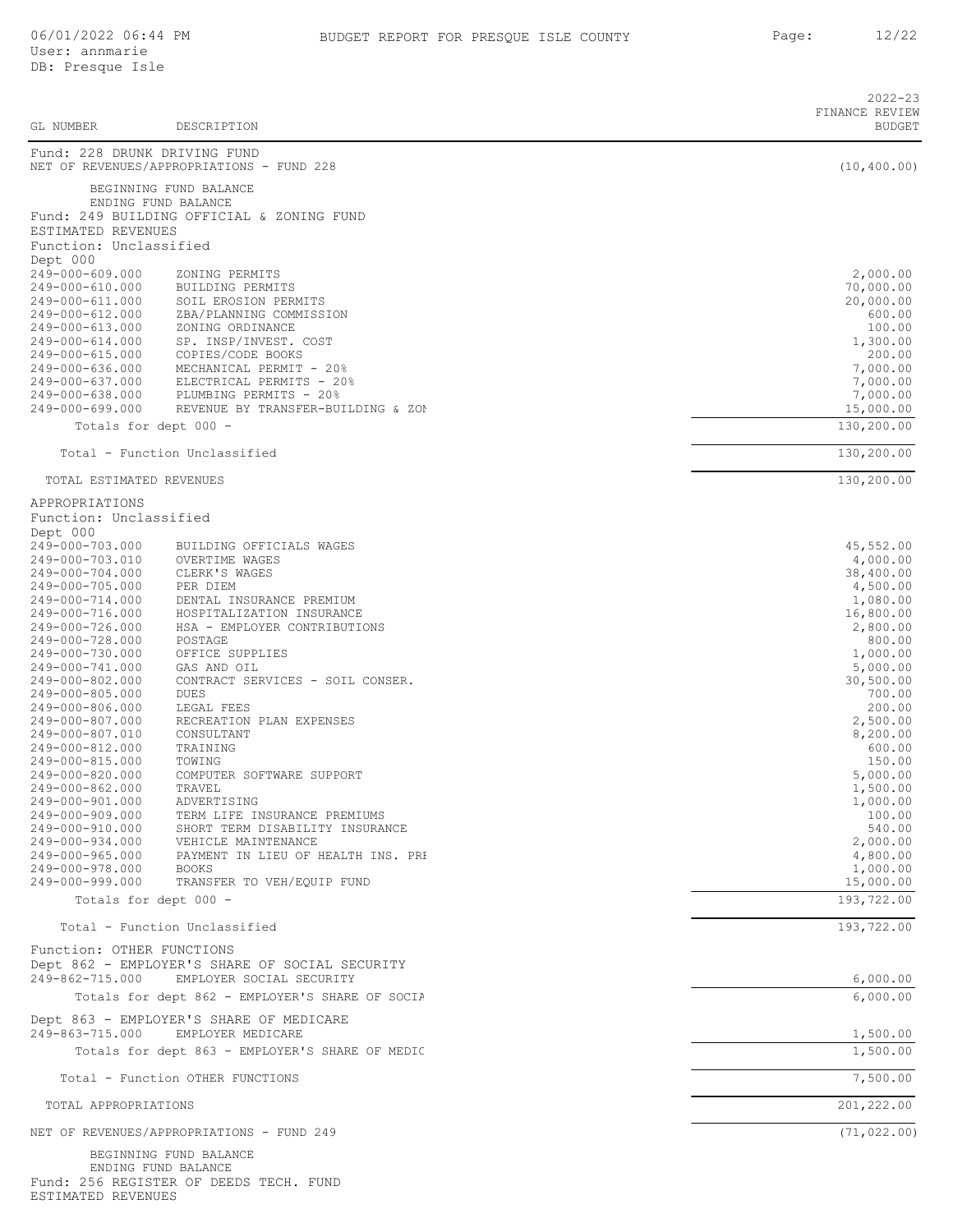| GL NUMBER | DESCRIPTION | 2022-23 FINANCE REVIEW BUDGET |
|---|---|---|
| Fund: 228 DRUNK DRIVING FUND | | |
| NET OF REVENUES/APPROPRIATIONS - FUND 228 | | (10,400.00) |
| BEGINNING FUND BALANCE | | |
| ENDING FUND BALANCE | | |
| Fund: 249 BUILDING OFFICIAL & ZONING FUND | | |
| ESTIMATED REVENUES | | |
| Function: Unclassified | | |
| Dept 000 | | |
| 249-000-609.000 | ZONING PERMITS | 2,000.00 |
| 249-000-610.000 | BUILDING PERMITS | 70,000.00 |
| 249-000-611.000 | SOIL EROSION PERMITS | 20,000.00 |
| 249-000-612.000 | ZBA/PLANNING COMMISSION | 600.00 |
| 249-000-613.000 | ZONING ORDINANCE | 100.00 |
| 249-000-614.000 | SP. INSP/INVEST. COST | 1,300.00 |
| 249-000-615.000 | COPIES/CODE BOOKS | 200.00 |
| 249-000-636.000 | MECHANICAL PERMIT - 20% | 7,000.00 |
| 249-000-637.000 | ELECTRICAL PERMITS - 20% | 7,000.00 |
| 249-000-638.000 | PLUMBING PERMITS - 20% | 7,000.00 |
| 249-000-699.000 | REVENUE BY TRANSFER-BUILDING & ZON | 15,000.00 |
| Totals for dept 000 - | | 130,200.00 |
| Total - Function Unclassified | | 130,200.00 |
| TOTAL ESTIMATED REVENUES | | 130,200.00 |
| APPROPRIATIONS | | |
| Function: Unclassified | | |
| Dept 000 | | |
| 249-000-703.000 | BUILDING OFFICIALS WAGES | 45,552.00 |
| 249-000-703.010 | OVERTIME WAGES | 4,000.00 |
| 249-000-704.000 | CLERK'S WAGES | 38,400.00 |
| 249-000-705.000 | PER DIEM | 4,500.00 |
| 249-000-714.000 | DENTAL INSURANCE PREMIUM | 1,080.00 |
| 249-000-716.000 | HOSPITALIZATION INSURANCE | 16,800.00 |
| 249-000-726.000 | HSA - EMPLOYER CONTRIBUTIONS | 2,800.00 |
| 249-000-728.000 | POSTAGE | 800.00 |
| 249-000-730.000 | OFFICE SUPPLIES | 1,000.00 |
| 249-000-741.000 | GAS AND OIL | 5,000.00 |
| 249-000-802.000 | CONTRACT SERVICES - SOIL CONSER. | 30,500.00 |
| 249-000-805.000 | DUES | 700.00 |
| 249-000-806.000 | LEGAL FEES | 200.00 |
| 249-000-807.000 | RECREATION PLAN EXPENSES | 2,500.00 |
| 249-000-807.010 | CONSULTANT | 8,200.00 |
| 249-000-812.000 | TRAINING | 600.00 |
| 249-000-815.000 | TOWING | 150.00 |
| 249-000-820.000 | COMPUTER SOFTWARE SUPPORT | 5,000.00 |
| 249-000-862.000 | TRAVEL | 1,500.00 |
| 249-000-901.000 | ADVERTISING | 1,000.00 |
| 249-000-909.000 | TERM LIFE INSURANCE PREMIUMS | 100.00 |
| 249-000-910.000 | SHORT TERM DISABILITY INSURANCE | 540.00 |
| 249-000-934.000 | VEHICLE MAINTENANCE | 2,000.00 |
| 249-000-965.000 | PAYMENT IN LIEU OF HEALTH INS. PRE | 4,800.00 |
| 249-000-978.000 | BOOKS | 1,000.00 |
| 249-000-999.000 | TRANSFER TO VEH/EQUIP FUND | 15,000.00 |
| Totals for dept 000 - | | 193,722.00 |
| Total - Function Unclassified | | 193,722.00 |
| Function: OTHER FUNCTIONS | | |
| Dept 862 - EMPLOYER'S SHARE OF SOCIAL SECURITY | | |
| 249-862-715.000 | EMPLOYER SOCIAL SECURITY | 6,000.00 |
| Totals for dept 862 - EMPLOYER'S SHARE OF SOCIA | | 6,000.00 |
| Dept 863 - EMPLOYER'S SHARE OF MEDICARE | | |
| 249-863-715.000 | EMPLOYER MEDICARE | 1,500.00 |
| Totals for dept 863 - EMPLOYER'S SHARE OF MEDIC | | 1,500.00 |
| Total - Function OTHER FUNCTIONS | | 7,500.00 |
| TOTAL APPROPRIATIONS | | 201,222.00 |
| NET OF REVENUES/APPROPRIATIONS - FUND 249 | | (71,022.00) |
| BEGINNING FUND BALANCE | | |
| ENDING FUND BALANCE | | |
| Fund: 256 REGISTER OF DEEDS TECH. FUND | | |
| ESTIMATED REVENUES | | |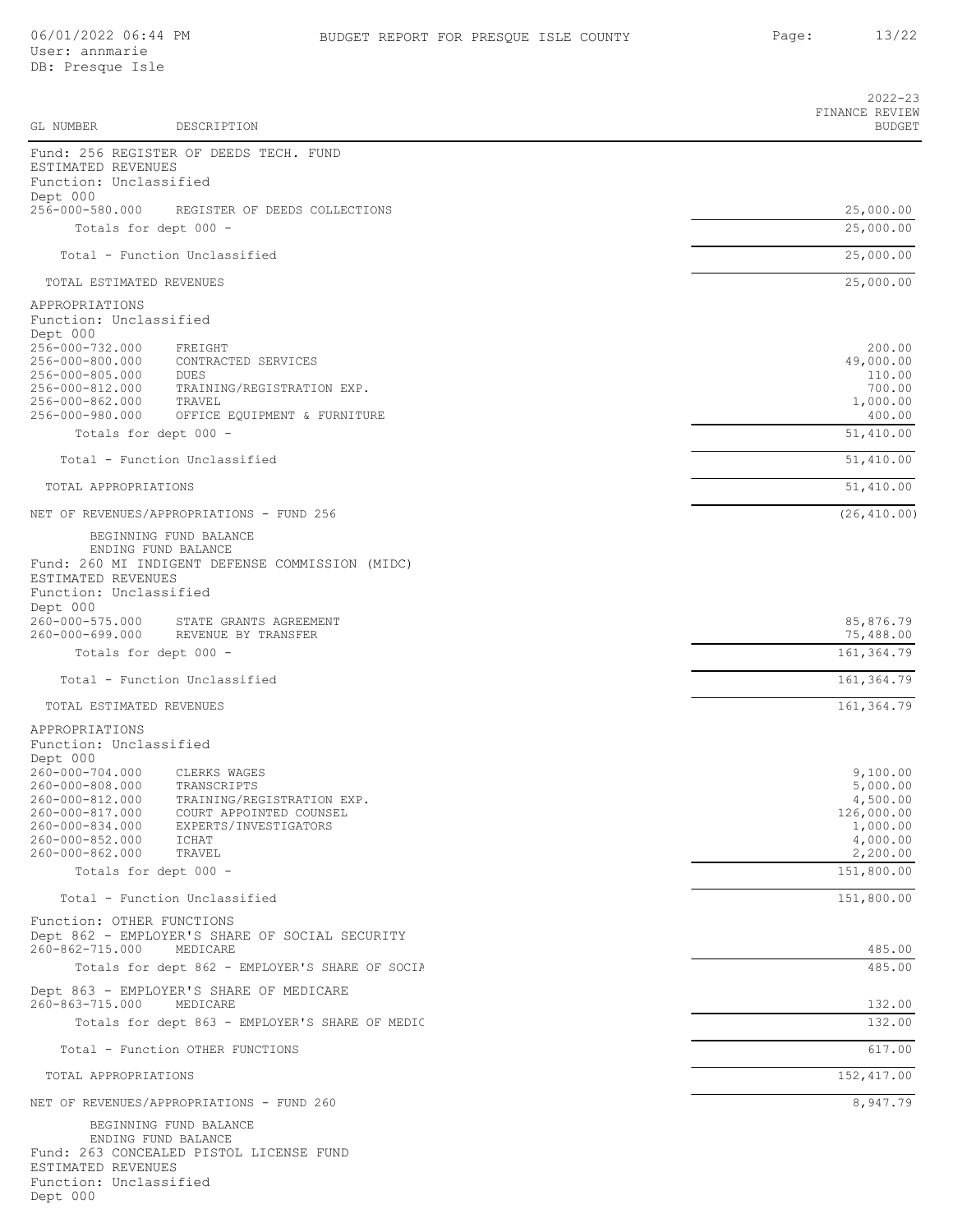| GL NUMBER | DESCRIPTION | 2022-23 FINANCE REVIEW BUDGET |
|---|---|---|
| **Fund: 256 REGISTER OF DEEDS TECH. FUND** | | |
| ESTIMATED REVENUES | | |
| Function: Unclassified | | |
| Dept 000 | | |
| 256-000-580.000 | REGISTER OF DEEDS COLLECTIONS | 25,000.00 |
| | Totals for dept 000 - | 25,000.00 |
| | Total - Function Unclassified | 25,000.00 |
| | TOTAL ESTIMATED REVENUES | 25,000.00 |
| APPROPRIATIONS | | |
| Function: Unclassified | | |
| Dept 000 | | |
| 256-000-732.000 | FREIGHT | 200.00 |
| 256-000-800.000 | CONTRACTED SERVICES | 49,000.00 |
| 256-000-805.000 | DUES | 110.00 |
| 256-000-812.000 | TRAINING/REGISTRATION EXP. | 700.00 |
| 256-000-862.000 | TRAVEL | 1,000.00 |
| 256-000-980.000 | OFFICE EQUIPMENT & FURNITURE | 400.00 |
| | Totals for dept 000 - | 51,410.00 |
| | Total - Function Unclassified | 51,410.00 |
| | TOTAL APPROPRIATIONS | 51,410.00 |
| | NET OF REVENUES/APPROPRIATIONS - FUND 256 | (26,410.00) |
| | BEGINNING FUND BALANCE | |
| | ENDING FUND BALANCE | |
| **Fund: 260 MI INDIGENT DEFENSE COMMISSION (MIDC)** | | |
| ESTIMATED REVENUES | | |
| Function: Unclassified | | |
| Dept 000 | | |
| 260-000-575.000 | STATE GRANTS AGREEMENT | 85,876.79 |
| 260-000-699.000 | REVENUE BY TRANSFER | 75,488.00 |
| | Totals for dept 000 - | 161,364.79 |
| | Total - Function Unclassified | 161,364.79 |
| | TOTAL ESTIMATED REVENUES | 161,364.79 |
| APPROPRIATIONS | | |
| Function: Unclassified | | |
| Dept 000 | | |
| 260-000-704.000 | CLERKS WAGES | 9,100.00 |
| 260-000-808.000 | TRANSCRIPTS | 5,000.00 |
| 260-000-812.000 | TRAINING/REGISTRATION EXP. | 4,500.00 |
| 260-000-817.000 | COURT APPOINTED COUNSEL | 126,000.00 |
| 260-000-834.000 | EXPERTS/INVESTIGATORS | 1,000.00 |
| 260-000-852.000 | ICHAT | 4,000.00 |
| 260-000-862.000 | TRAVEL | 2,200.00 |
| | Totals for dept 000 - | 151,800.00 |
| | Total - Function Unclassified | 151,800.00 |
| Function: OTHER FUNCTIONS | | |
| Dept 862 - EMPLOYER'S SHARE OF SOCIAL SECURITY | | |
| 260-862-715.000 | MEDICARE | 485.00 |
| | Totals for dept 862 - EMPLOYER'S SHARE OF SOCIA | 485.00 |
| Dept 863 - EMPLOYER'S SHARE OF MEDICARE | | |
| 260-863-715.000 | MEDICARE | 132.00 |
| | Totals for dept 863 - EMPLOYER'S SHARE OF MEDIC | 132.00 |
| | Total - Function OTHER FUNCTIONS | 617.00 |
| | TOTAL APPROPRIATIONS | 152,417.00 |
| | NET OF REVENUES/APPROPRIATIONS - FUND 260 | 8,947.79 |
| | BEGINNING FUND BALANCE | |
| | ENDING FUND BALANCE | |
| **Fund: 263 CONCEALED PISTOL LICENSE FUND** | | |
| ESTIMATED REVENUES | | |
| Function: Unclassified | | |
| Dept 000 | | |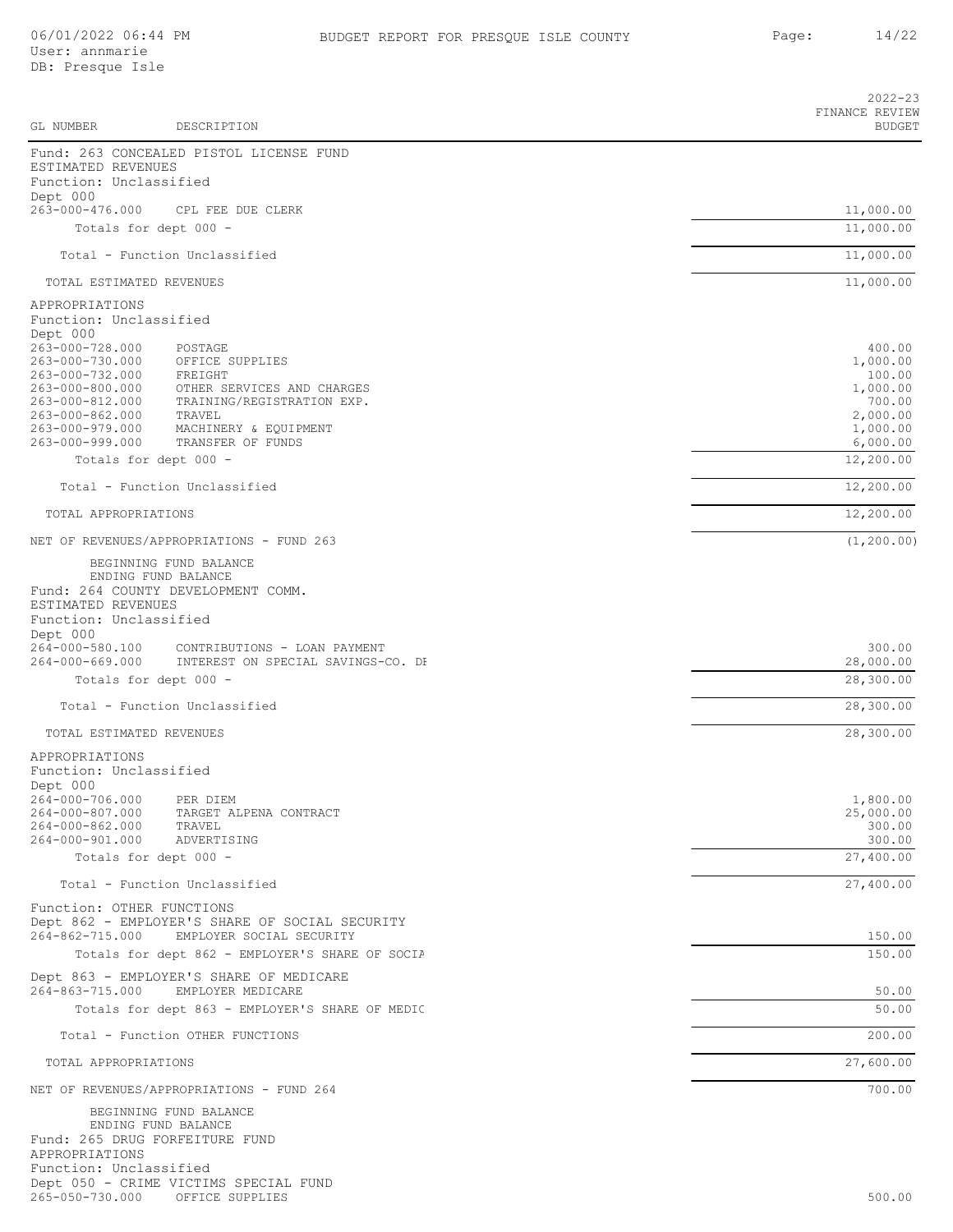| GL NUMBER | DESCRIPTION | 2022-23 FINANCE REVIEW BUDGET |
|---|---|---|
| Fund: 263 CONCEALED PISTOL LICENSE FUND | | |
| ESTIMATED REVENUES | | |
| Function: Unclassified | | |
| Dept 000 | | |
| 263-000-476.000 | CPL FEE DUE CLERK | 11,000.00 |
| | Totals for dept 000 - | 11,000.00 |
| | Total - Function Unclassified | 11,000.00 |
| | TOTAL ESTIMATED REVENUES | 11,000.00 |
| APPROPRIATIONS | | |
| Function: Unclassified | | |
| Dept 000 | | |
| 263-000-728.000 | POSTAGE | 400.00 |
| 263-000-730.000 | OFFICE SUPPLIES | 1,000.00 |
| 263-000-732.000 | FREIGHT | 100.00 |
| 263-000-800.000 | OTHER SERVICES AND CHARGES | 1,000.00 |
| 263-000-812.000 | TRAINING/REGISTRATION EXP. | 700.00 |
| 263-000-862.000 | TRAVEL | 2,000.00 |
| 263-000-979.000 | MACHINERY & EQUIPMENT | 1,000.00 |
| 263-000-999.000 | TRANSFER OF FUNDS | 6,000.00 |
| | Totals for dept 000 - | 12,200.00 |
| | Total - Function Unclassified | 12,200.00 |
| | TOTAL APPROPRIATIONS | 12,200.00 |
| | NET OF REVENUES/APPROPRIATIONS - FUND 263 | (1,200.00) |
| | BEGINNING FUND BALANCE | |
| | ENDING FUND BALANCE | |
| Fund: 264 COUNTY DEVELOPMENT COMM. | | |
| ESTIMATED REVENUES | | |
| Function: Unclassified | | |
| Dept 000 | | |
| 264-000-580.100 | CONTRIBUTIONS - LOAN PAYMENT | 300.00 |
| 264-000-669.000 | INTEREST ON SPECIAL SAVINGS-CO. DE | 28,000.00 |
| | Totals for dept 000 - | 28,300.00 |
| | Total - Function Unclassified | 28,300.00 |
| | TOTAL ESTIMATED REVENUES | 28,300.00 |
| APPROPRIATIONS | | |
| Function: Unclassified | | |
| Dept 000 | | |
| 264-000-706.000 | PER DIEM | 1,800.00 |
| 264-000-807.000 | TARGET ALPENA CONTRACT | 25,000.00 |
| 264-000-862.000 | TRAVEL | 300.00 |
| 264-000-901.000 | ADVERTISING | 300.00 |
| | Totals for dept 000 - | 27,400.00 |
| | Total - Function Unclassified | 27,400.00 |
| Function: OTHER FUNCTIONS | | |
| Dept 862 - EMPLOYER'S SHARE OF SOCIAL SECURITY | | |
| 264-862-715.000 | EMPLOYER SOCIAL SECURITY | 150.00 |
| | Totals for dept 862 - EMPLOYER'S SHARE OF SOCIA | 150.00 |
| Dept 863 - EMPLOYER'S SHARE OF MEDICARE | | |
| 264-863-715.000 | EMPLOYER MEDICARE | 50.00 |
| | Totals for dept 863 - EMPLOYER'S SHARE OF MEDIC | 50.00 |
| | Total - Function OTHER FUNCTIONS | 200.00 |
| | TOTAL APPROPRIATIONS | 27,600.00 |
| | NET OF REVENUES/APPROPRIATIONS - FUND 264 | 700.00 |
| | BEGINNING FUND BALANCE | |
| | ENDING FUND BALANCE | |
| Fund: 265 DRUG FORFEITURE FUND | | |
| APPROPRIATIONS | | |
| Function: Unclassified | | |
| Dept 050 - CRIME VICTIMS SPECIAL FUND | | |
| 265-050-730.000 | OFFICE SUPPLIES | 500.00 |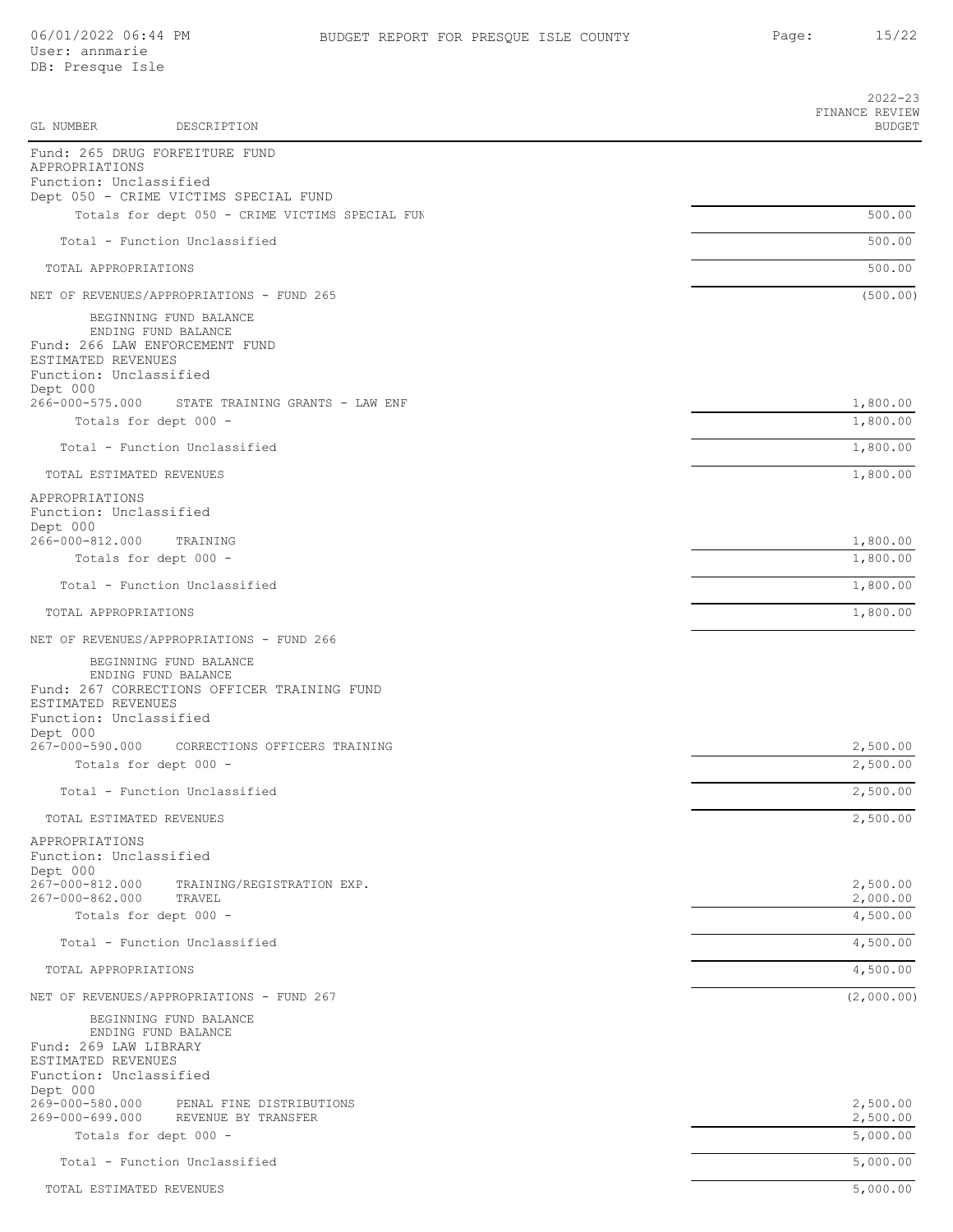| GL NUMBER | DESCRIPTION | 2022-23 FINANCE REVIEW BUDGET |
|---|---|---|
| Fund: 265 DRUG FORFEITURE FUND | | |
| APPROPRIATIONS | | |
| Function: Unclassified | | |
| Dept 050 - CRIME VICTIMS SPECIAL FUND | | |
| | Totals for dept 050 - CRIME VICTIMS SPECIAL FUN | 500.00 |
| | Total - Function Unclassified | 500.00 |
| TOTAL APPROPRIATIONS | | 500.00 |
| NET OF REVENUES/APPROPRIATIONS - FUND 265 | | (500.00) |
| | BEGINNING FUND BALANCE | |
| | ENDING FUND BALANCE | |
| Fund: 266 LAW ENFORCEMENT FUND | | |
| ESTIMATED REVENUES | | |
| Function: Unclassified | | |
| Dept 000 | | |
| 266-000-575.000 | STATE TRAINING GRANTS - LAW ENF | 1,800.00 |
| | Totals for dept 000 - | 1,800.00 |
| | Total - Function Unclassified | 1,800.00 |
| TOTAL ESTIMATED REVENUES | | 1,800.00 |
| APPROPRIATIONS | | |
| Function: Unclassified | | |
| Dept 000 | | |
| 266-000-812.000 | TRAINING | 1,800.00 |
| | Totals for dept 000 - | 1,800.00 |
| | Total - Function Unclassified | 1,800.00 |
| TOTAL APPROPRIATIONS | | 1,800.00 |
| NET OF REVENUES/APPROPRIATIONS - FUND 266 | | |
| | BEGINNING FUND BALANCE | |
| | ENDING FUND BALANCE | |
| Fund: 267 CORRECTIONS OFFICER TRAINING FUND | | |
| ESTIMATED REVENUES | | |
| Function: Unclassified | | |
| Dept 000 | | |
| 267-000-590.000 | CORRECTIONS OFFICERS TRAINING | 2,500.00 |
| | Totals for dept 000 - | 2,500.00 |
| | Total - Function Unclassified | 2,500.00 |
| TOTAL ESTIMATED REVENUES | | 2,500.00 |
| APPROPRIATIONS | | |
| Function: Unclassified | | |
| Dept 000 | | |
| 267-000-812.000 | TRAINING/REGISTRATION EXP. | 2,500.00 |
| 267-000-862.000 | TRAVEL | 2,000.00 |
| | Totals for dept 000 - | 4,500.00 |
| | Total - Function Unclassified | 4,500.00 |
| TOTAL APPROPRIATIONS | | 4,500.00 |
| NET OF REVENUES/APPROPRIATIONS - FUND 267 | | (2,000.00) |
| | BEGINNING FUND BALANCE | |
| | ENDING FUND BALANCE | |
| Fund: 269 LAW LIBRARY | | |
| ESTIMATED REVENUES | | |
| Function: Unclassified | | |
| Dept 000 | | |
| 269-000-580.000 | PENAL FINE DISTRIBUTIONS | 2,500.00 |
| 269-000-699.000 | REVENUE BY TRANSFER | 2,500.00 |
| | Totals for dept 000 - | 5,000.00 |
| | Total - Function Unclassified | 5,000.00 |
| TOTAL ESTIMATED REVENUES | | 5,000.00 |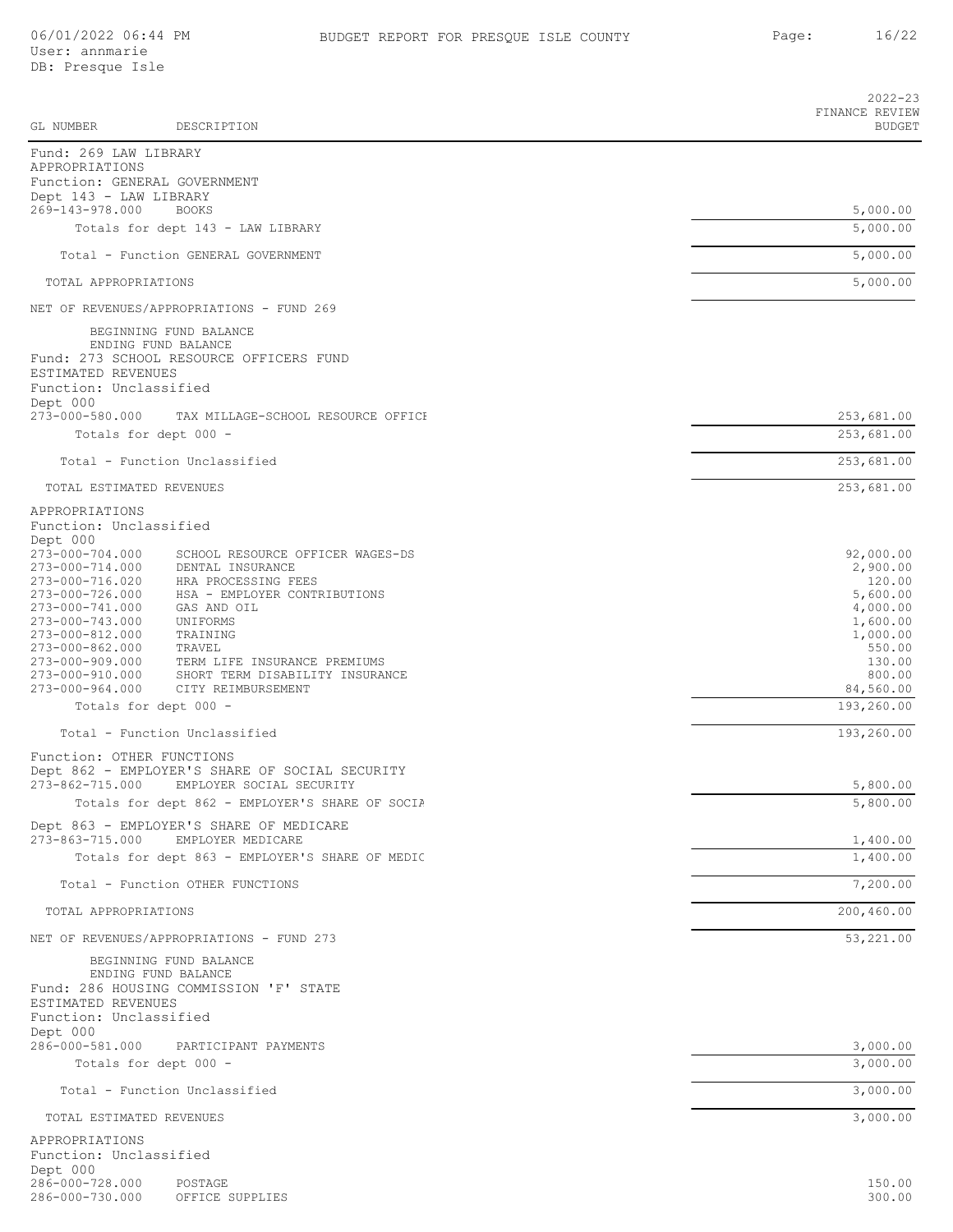| GL NUMBER | DESCRIPTION | 2022-23 FINANCE REVIEW BUDGET |
|---|---|---|
| Fund: 269 LAW LIBRARY | | |
| APPROPRIATIONS | | |
| Function: GENERAL GOVERNMENT | | |
| Dept 143 - LAW LIBRARY | | |
| 269-143-978.000 | BOOKS | 5,000.00 |
| | Totals for dept 143 - LAW LIBRARY | 5,000.00 |
| | Total - Function GENERAL GOVERNMENT | 5,000.00 |
| TOTAL APPROPRIATIONS | | 5,000.00 |
| NET OF REVENUES/APPROPRIATIONS - FUND 269 | | |
| | BEGINNING FUND BALANCE | |
| | ENDING FUND BALANCE | |
| Fund: 273 SCHOOL RESOURCE OFFICERS FUND | | |
| ESTIMATED REVENUES | | |
| Function: Unclassified | | |
| Dept 000 | | |
| 273-000-580.000 | TAX MILLAGE-SCHOOL RESOURCE OFFICE | 253,681.00 |
| | Totals for dept 000 - | 253,681.00 |
| | Total - Function Unclassified | 253,681.00 |
| TOTAL ESTIMATED REVENUES | | 253,681.00 |
| APPROPRIATIONS | | |
| Function: Unclassified | | |
| Dept 000 | | |
| 273-000-704.000 | SCHOOL RESOURCE OFFICER WAGES-DS | 92,000.00 |
| 273-000-714.000 | DENTAL INSURANCE | 2,900.00 |
| 273-000-716.020 | HRA PROCESSING FEES | 120.00 |
| 273-000-726.000 | HSA - EMPLOYER CONTRIBUTIONS | 5,600.00 |
| 273-000-741.000 | GAS AND OIL | 4,000.00 |
| 273-000-743.000 | UNIFORMS | 1,600.00 |
| 273-000-812.000 | TRAINING | 1,000.00 |
| 273-000-862.000 | TRAVEL | 550.00 |
| 273-000-909.000 | TERM LIFE INSURANCE PREMIUMS | 130.00 |
| 273-000-910.000 | SHORT TERM DISABILITY INSURANCE | 800.00 |
| 273-000-964.000 | CITY REIMBURSEMENT | 84,560.00 |
| | Totals for dept 000 - | 193,260.00 |
| | Total - Function Unclassified | 193,260.00 |
| Function: OTHER FUNCTIONS | | |
| Dept 862 - EMPLOYER'S SHARE OF SOCIAL SECURITY | | |
| 273-862-715.000 | EMPLOYER SOCIAL SECURITY | 5,800.00 |
| | Totals for dept 862 - EMPLOYER'S SHARE OF SOCIA | 5,800.00 |
| Dept 863 - EMPLOYER'S SHARE OF MEDICARE | | |
| 273-863-715.000 | EMPLOYER MEDICARE | 1,400.00 |
| | Totals for dept 863 - EMPLOYER'S SHARE OF MEDIC | 1,400.00 |
| | Total - Function OTHER FUNCTIONS | 7,200.00 |
| TOTAL APPROPRIATIONS | | 200,460.00 |
| NET OF REVENUES/APPROPRIATIONS - FUND 273 | | 53,221.00 |
| | BEGINNING FUND BALANCE | |
| | ENDING FUND BALANCE | |
| Fund: 286 HOUSING COMMISSION 'F' STATE | | |
| ESTIMATED REVENUES | | |
| Function: Unclassified | | |
| Dept 000 | | |
| 286-000-581.000 | PARTICIPANT PAYMENTS | 3,000.00 |
| | Totals for dept 000 - | 3,000.00 |
| | Total - Function Unclassified | 3,000.00 |
| TOTAL ESTIMATED REVENUES | | 3,000.00 |
| APPROPRIATIONS | | |
| Function: Unclassified | | |
| Dept 000 | | |
| 286-000-728.000 | POSTAGE | 150.00 |
| 286-000-730.000 | OFFICE SUPPLIES | 300.00 |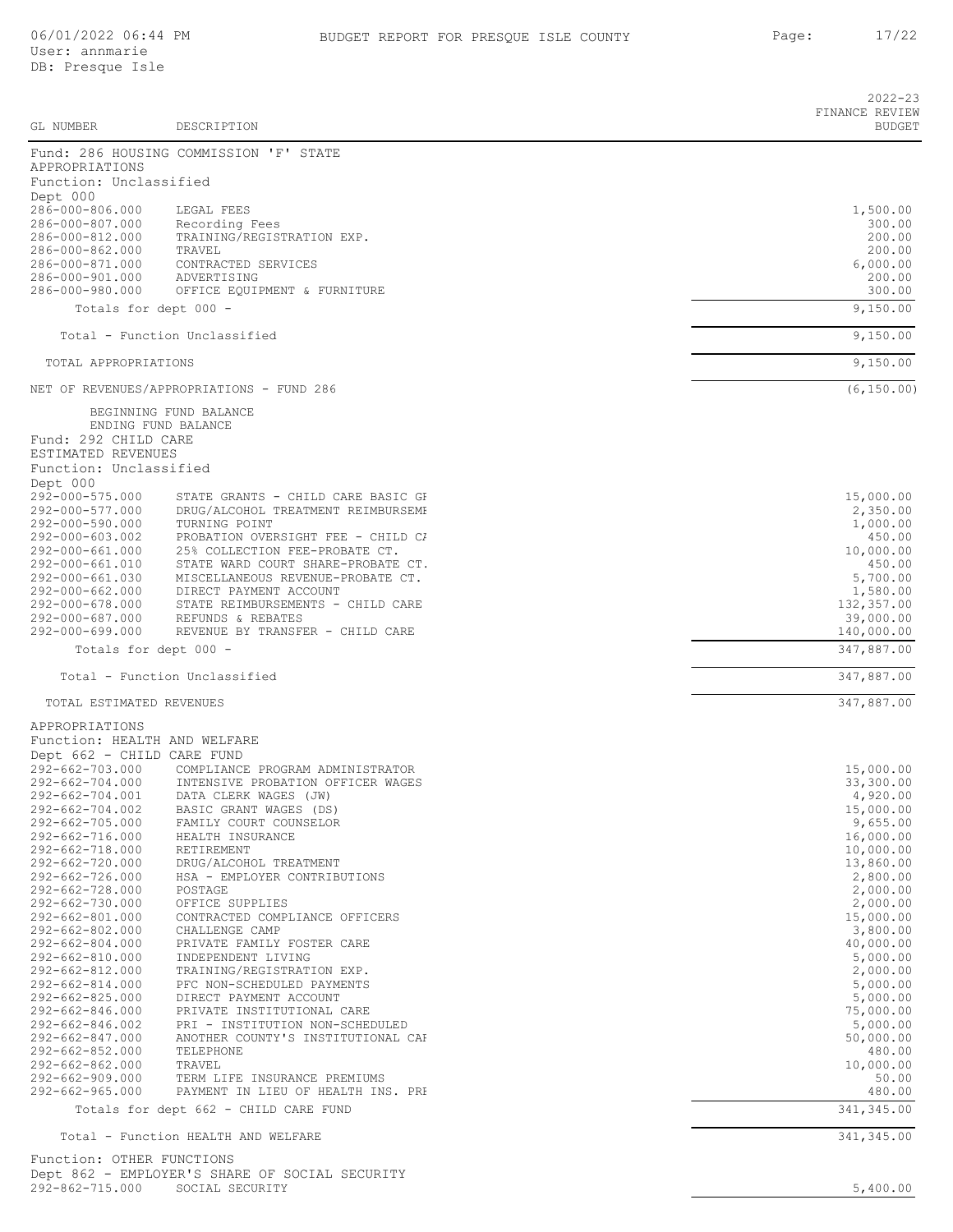| GL NUMBER | DESCRIPTION | 2022-23 FINANCE REVIEW BUDGET |
|---|---|---|
| Fund: 286 HOUSING COMMISSION 'F' STATE | | |
| APPROPRIATIONS | | |
| Function: Unclassified | | |
| Dept 000 | | |
| 286-000-806.000 | LEGAL FEES | 1,500.00 |
| 286-000-807.000 | Recording Fees | 300.00 |
| 286-000-812.000 | TRAINING/REGISTRATION EXP. | 200.00 |
| 286-000-862.000 | TRAVEL | 200.00 |
| 286-000-871.000 | CONTRACTED SERVICES | 6,000.00 |
| 286-000-901.000 | ADVERTISING | 200.00 |
| 286-000-980.000 | OFFICE EQUIPMENT & FURNITURE | 300.00 |
| Totals for dept 000 - | | 9,150.00 |
| Total - Function Unclassified | | 9,150.00 |
| TOTAL APPROPRIATIONS | | 9,150.00 |
| NET OF REVENUES/APPROPRIATIONS - FUND 286 | | (6,150.00) |
| BEGINNING FUND BALANCE | | |
| ENDING FUND BALANCE | | |
| Fund: 292 CHILD CARE | | |
| ESTIMATED REVENUES | | |
| Function: Unclassified | | |
| Dept 000 | | |
| 292-000-575.000 | STATE GRANTS - CHILD CARE BASIC GI | 15,000.00 |
| 292-000-577.000 | DRUG/ALCOHOL TREATMENT REIMBURSEMI | 2,350.00 |
| 292-000-590.000 | TURNING POINT | 1,000.00 |
| 292-000-603.002 | PROBATION OVERSIGHT FEE - CHILD CI | 450.00 |
| 292-000-661.000 | 25% COLLECTION FEE-PROBATE CT. | 10,000.00 |
| 292-000-661.010 | STATE WARD COURT SHARE-PROBATE CT. | 450.00 |
| 292-000-661.030 | MISCELLANEOUS REVENUE-PROBATE CT. | 5,700.00 |
| 292-000-662.000 | DIRECT PAYMENT ACCOUNT | 1,580.00 |
| 292-000-678.000 | STATE REIMBURSEMENTS - CHILD CARE | 132,357.00 |
| 292-000-687.000 | REFUNDS & REBATES | 39,000.00 |
| 292-000-699.000 | REVENUE BY TRANSFER - CHILD CARE | 140,000.00 |
| Totals for dept 000 - | | 347,887.00 |
| Total - Function Unclassified | | 347,887.00 |
| TOTAL ESTIMATED REVENUES | | 347,887.00 |
| APPROPRIATIONS | | |
| Function: HEALTH AND WELFARE | | |
| Dept 662 - CHILD CARE FUND | | |
| 292-662-703.000 | COMPLIANCE PROGRAM ADMINISTRATOR | 15,000.00 |
| 292-662-704.000 | INTENSIVE PROBATION OFFICER WAGES | 33,300.00 |
| 292-662-704.001 | DATA CLERK WAGES (JW) | 4,920.00 |
| 292-662-704.002 | BASIC GRANT WAGES (DS) | 15,000.00 |
| 292-662-705.000 | FAMILY COURT COUNSELOR | 9,655.00 |
| 292-662-716.000 | HEALTH INSURANCE | 16,000.00 |
| 292-662-718.000 | RETIREMENT | 10,000.00 |
| 292-662-720.000 | DRUG/ALCOHOL TREATMENT | 13,860.00 |
| 292-662-726.000 | HSA - EMPLOYER CONTRIBUTIONS | 2,800.00 |
| 292-662-728.000 | POSTAGE | 2,000.00 |
| 292-662-730.000 | OFFICE SUPPLIES | 2,000.00 |
| 292-662-801.000 | CONTRACTED COMPLIANCE OFFICERS | 15,000.00 |
| 292-662-802.000 | CHALLENGE CAMP | 3,800.00 |
| 292-662-804.000 | PRIVATE FAMILY FOSTER CARE | 40,000.00 |
| 292-662-810.000 | INDEPENDENT LIVING | 5,000.00 |
| 292-662-812.000 | TRAINING/REGISTRATION EXP. | 2,000.00 |
| 292-662-814.000 | PFC NON-SCHEDULED PAYMENTS | 5,000.00 |
| 292-662-825.000 | DIRECT PAYMENT ACCOUNT | 5,000.00 |
| 292-662-846.000 | PRIVATE INSTITUTIONAL CARE | 75,000.00 |
| 292-662-846.002 | PRI - INSTITUTION NON-SCHEDULED | 5,000.00 |
| 292-662-847.000 | ANOTHER COUNTY'S INSTITUTIONAL CAI | 50,000.00 |
| 292-662-852.000 | TELEPHONE | 480.00 |
| 292-662-862.000 | TRAVEL | 10,000.00 |
| 292-662-909.000 | TERM LIFE INSURANCE PREMIUMS | 50.00 |
| 292-662-965.000 | PAYMENT IN LIEU OF HEALTH INS. PRI | 480.00 |
| Totals for dept 662 - CHILD CARE FUND | | 341,345.00 |
| Total - Function HEALTH AND WELFARE | | 341,345.00 |
| Function: OTHER FUNCTIONS | | |
| Dept 862 - EMPLOYER'S SHARE OF SOCIAL SECURITY | | |
| 292-862-715.000 | SOCIAL SECURITY | 5,400.00 |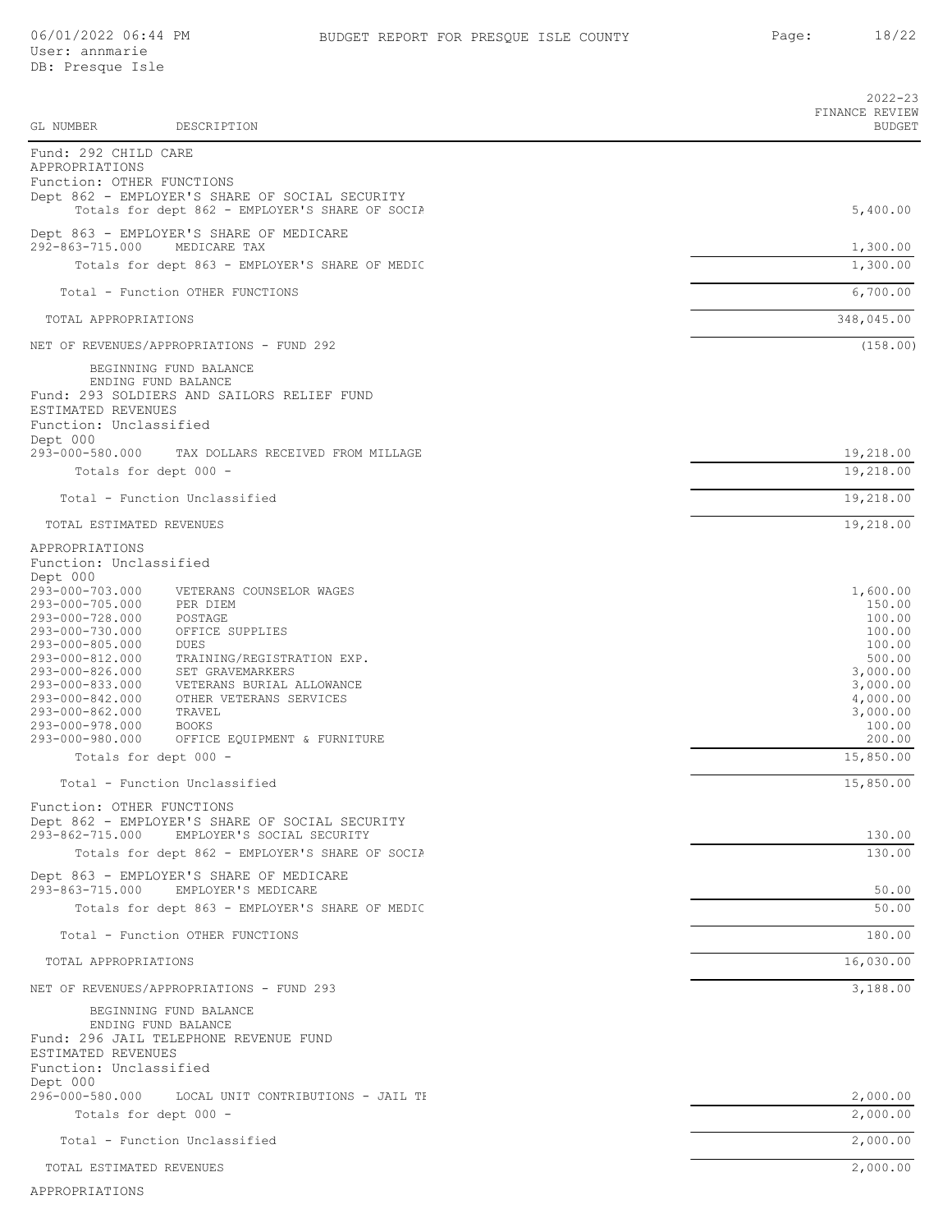| GL NUMBER | DESCRIPTION | 2022-23 FINANCE REVIEW BUDGET |
|---|---|---|
| Fund: 292 CHILD CARE | | |
| APPROPRIATIONS | | |
| Function: OTHER FUNCTIONS | | |
| Dept 862 - EMPLOYER'S SHARE OF SOCIAL SECURITY | | |
| | Totals for dept 862 - EMPLOYER'S SHARE OF SOCIA | 5,400.00 |
| Dept 863 - EMPLOYER'S SHARE OF MEDICARE | | |
| 292-863-715.000 | MEDICARE TAX | 1,300.00 |
| | Totals for dept 863 - EMPLOYER'S SHARE OF MEDIC | 1,300.00 |
| | Total - Function OTHER FUNCTIONS | 6,700.00 |
| TOTAL APPROPRIATIONS | | 348,045.00 |
| NET OF REVENUES/APPROPRIATIONS - FUND 292 | | (158.00) |
| | BEGINNING FUND BALANCE | |
| | ENDING FUND BALANCE | |
| Fund: 293 SOLDIERS AND SAILORS RELIEF FUND | | |
| ESTIMATED REVENUES | | |
| Function: Unclassified | | |
| Dept 000 | | |
| 293-000-580.000 | TAX DOLLARS RECEIVED FROM MILLAGE | 19,218.00 |
| | Totals for dept 000 - | 19,218.00 |
| | Total - Function Unclassified | 19,218.00 |
| TOTAL ESTIMATED REVENUES | | 19,218.00 |
| APPROPRIATIONS | | |
| Function: Unclassified | | |
| Dept 000 | | |
| 293-000-703.000 | VETERANS COUNSELOR WAGES | 1,600.00 |
| 293-000-705.000 | PER DIEM | 150.00 |
| 293-000-728.000 | POSTAGE | 100.00 |
| 293-000-730.000 | OFFICE SUPPLIES | 100.00 |
| 293-000-805.000 | DUES | 100.00 |
| 293-000-812.000 | TRAINING/REGISTRATION EXP. | 500.00 |
| 293-000-826.000 | SET GRAVEMARKERS | 3,000.00 |
| 293-000-833.000 | VETERANS BURIAL ALLOWANCE | 3,000.00 |
| 293-000-842.000 | OTHER VETERANS SERVICES | 4,000.00 |
| 293-000-862.000 | TRAVEL | 3,000.00 |
| 293-000-978.000 | BOOKS | 100.00 |
| 293-000-980.000 | OFFICE EQUIPMENT & FURNITURE | 200.00 |
| | Totals for dept 000 - | 15,850.00 |
| | Total - Function Unclassified | 15,850.00 |
| Function: OTHER FUNCTIONS | | |
| Dept 862 - EMPLOYER'S SHARE OF SOCIAL SECURITY | | |
| 293-862-715.000 | EMPLOYER'S SOCIAL SECURITY | 130.00 |
| | Totals for dept 862 - EMPLOYER'S SHARE OF SOCIA | 130.00 |
| Dept 863 - EMPLOYER'S SHARE OF MEDICARE | | |
| 293-863-715.000 | EMPLOYER'S MEDICARE | 50.00 |
| | Totals for dept 863 - EMPLOYER'S SHARE OF MEDIC | 50.00 |
| | Total - Function OTHER FUNCTIONS | 180.00 |
| TOTAL APPROPRIATIONS | | 16,030.00 |
| NET OF REVENUES/APPROPRIATIONS - FUND 293 | | 3,188.00 |
| | BEGINNING FUND BALANCE | |
| | ENDING FUND BALANCE | |
| Fund: 296 JAIL TELEPHONE REVENUE FUND | | |
| ESTIMATED REVENUES | | |
| Function: Unclassified | | |
| Dept 000 | | |
| 296-000-580.000 | LOCAL UNIT CONTRIBUTIONS - JAIL TE | 2,000.00 |
| | Totals for dept 000 - | 2,000.00 |
| | Total - Function Unclassified | 2,000.00 |
| TOTAL ESTIMATED REVENUES | | 2,000.00 |
| APPROPRIATIONS | | |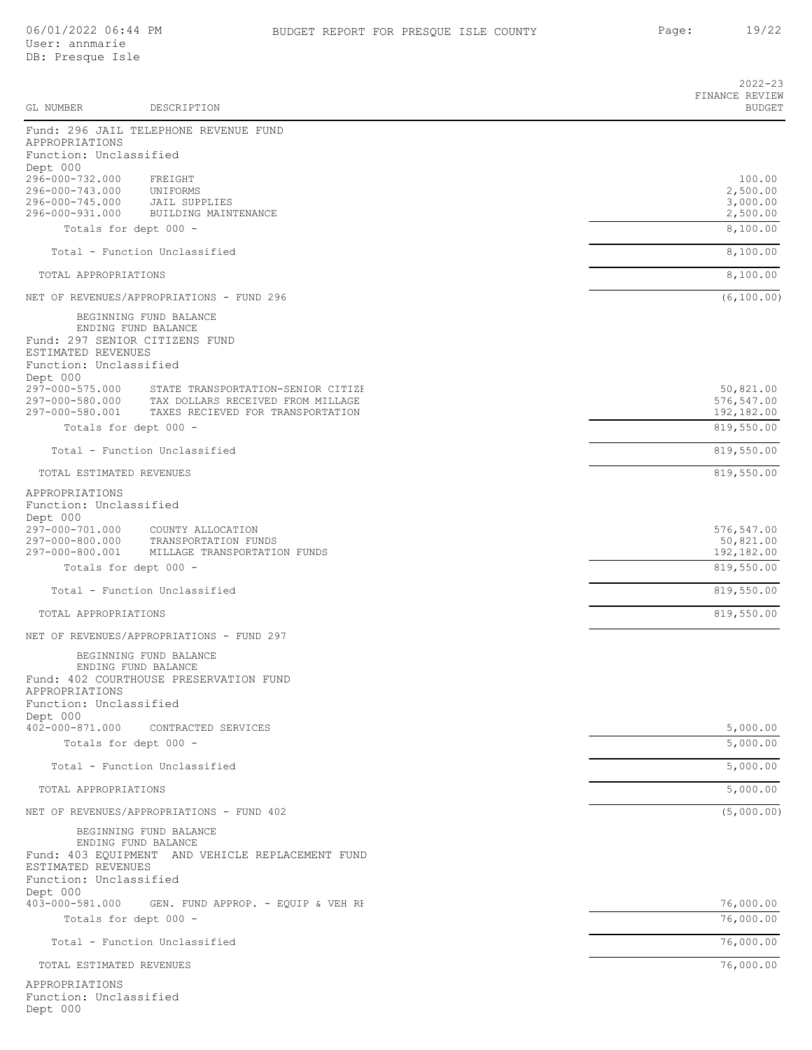| GL NUMBER | DESCRIPTION | 2022-23 FINANCE REVIEW BUDGET |
|---|---|---|
| Fund: 296 JAIL TELEPHONE REVENUE FUND | | |
| APPROPRIATIONS | | |
| Function: Unclassified | | |
| Dept 000 | | |
| 296-000-732.000 | FREIGHT | 100.00 |
| 296-000-743.000 | UNIFORMS | 2,500.00 |
| 296-000-745.000 | JAIL SUPPLIES | 3,000.00 |
| 296-000-931.000 | BUILDING MAINTENANCE | 2,500.00 |
| Totals for dept 000 - | | 8,100.00 |
| Total - Function Unclassified | | 8,100.00 |
| TOTAL APPROPRIATIONS | | 8,100.00 |
| NET OF REVENUES/APPROPRIATIONS - FUND 296 | | (6,100.00) |
| BEGINNING FUND BALANCE | | |
| ENDING FUND BALANCE | | |
| Fund: 297 SENIOR CITIZENS FUND | | |
| ESTIMATED REVENUES | | |
| Function: Unclassified | | |
| Dept 000 | | |
| 297-000-575.000 | STATE TRANSPORTATION-SENIOR CITIZE | 50,821.00 |
| 297-000-580.000 | TAX DOLLARS RECEIVED FROM MILLAGE | 576,547.00 |
| 297-000-580.001 | TAXES RECIEVED FOR TRANSPORTATION | 192,182.00 |
| Totals for dept 000 - | | 819,550.00 |
| Total - Function Unclassified | | 819,550.00 |
| TOTAL ESTIMATED REVENUES | | 819,550.00 |
| APPROPRIATIONS | | |
| Function: Unclassified | | |
| Dept 000 | | |
| 297-000-701.000 | COUNTY ALLOCATION | 576,547.00 |
| 297-000-800.000 | TRANSPORTATION FUNDS | 50,821.00 |
| 297-000-800.001 | MILLAGE TRANSPORTATION FUNDS | 192,182.00 |
| Totals for dept 000 - | | 819,550.00 |
| Total - Function Unclassified | | 819,550.00 |
| TOTAL APPROPRIATIONS | | 819,550.00 |
| NET OF REVENUES/APPROPRIATIONS - FUND 297 | | |
| BEGINNING FUND BALANCE | | |
| ENDING FUND BALANCE | | |
| Fund: 402 COURTHOUSE PRESERVATION FUND | | |
| APPROPRIATIONS | | |
| Function: Unclassified | | |
| Dept 000 | | |
| 402-000-871.000 | CONTRACTED SERVICES | 5,000.00 |
| Totals for dept 000 - | | 5,000.00 |
| Total - Function Unclassified | | 5,000.00 |
| TOTAL APPROPRIATIONS | | 5,000.00 |
| NET OF REVENUES/APPROPRIATIONS - FUND 402 | | (5,000.00) |
| BEGINNING FUND BALANCE | | |
| ENDING FUND BALANCE | | |
| Fund: 403 EQUIPMENT AND VEHICLE REPLACEMENT FUND | | |
| ESTIMATED REVENUES | | |
| Function: Unclassified | | |
| Dept 000 | | |
| 403-000-581.000 | GEN. FUND APPROP. - EQUIP & VEH RE | 76,000.00 |
| Totals for dept 000 - | | 76,000.00 |
| Total - Function Unclassified | | 76,000.00 |
| TOTAL ESTIMATED REVENUES | | 76,000.00 |
| APPROPRIATIONS | | |
| Function: Unclassified | | |
| Dept 000 | | |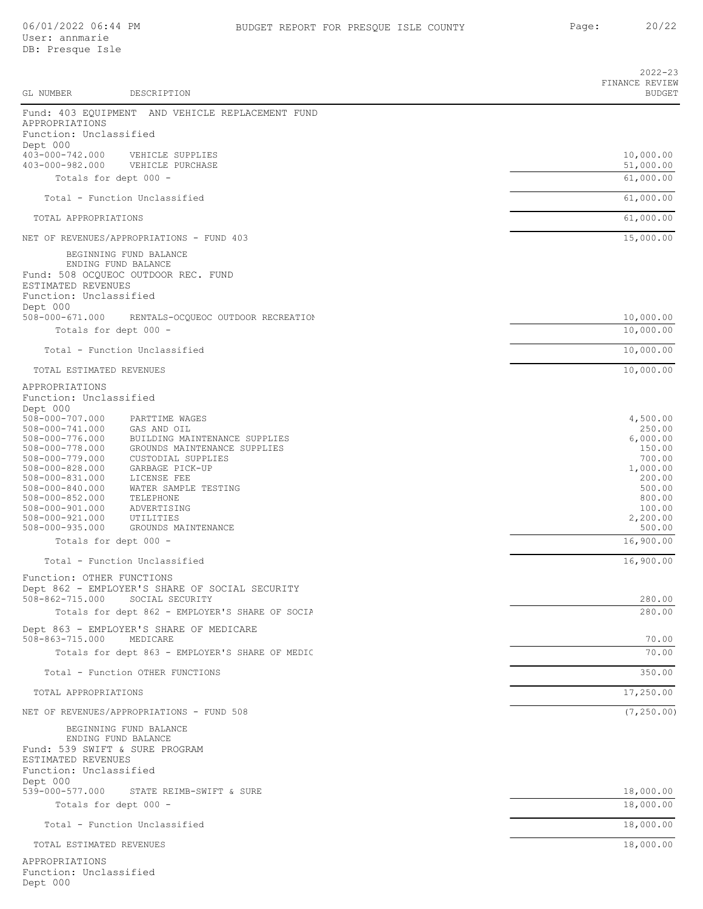| GL NUMBER | DESCRIPTION | 2022-23 FINANCE REVIEW BUDGET |
|---|---|---|
| Fund: 403 EQUIPMENT AND VEHICLE REPLACEMENT FUND | | |
| APPROPRIATIONS | | |
| Function: Unclassified | | |
| Dept 000 | | |
| 403-000-742.000 | VEHICLE SUPPLIES | 10,000.00 |
| 403-000-982.000 | VEHICLE PURCHASE | 51,000.00 |
| Totals for dept 000 - | | 61,000.00 |
| Total - Function Unclassified | | 61,000.00 |
| TOTAL APPROPRIATIONS | | 61,000.00 |
| NET OF REVENUES/APPROPRIATIONS - FUND 403 | | 15,000.00 |
| BEGINNING FUND BALANCE | | |
| ENDING FUND BALANCE | | |
| Fund: 508 OCQUEOC OUTDOOR REC. FUND | | |
| ESTIMATED REVENUES | | |
| Function: Unclassified | | |
| Dept 000 | | |
| 508-000-671.000 | RENTALS-OCQUEOC OUTDOOR RECREATION | 10,000.00 |
| Totals for dept 000 - | | 10,000.00 |
| Total - Function Unclassified | | 10,000.00 |
| TOTAL ESTIMATED REVENUES | | 10,000.00 |
| APPROPRIATIONS | | |
| Function: Unclassified | | |
| Dept 000 | | |
| 508-000-707.000 | PARTTIME WAGES | 4,500.00 |
| 508-000-741.000 | GAS AND OIL | 250.00 |
| 508-000-776.000 | BUILDING MAINTENANCE SUPPLIES | 6,000.00 |
| 508-000-778.000 | GROUNDS MAINTENANCE SUPPLIES | 150.00 |
| 508-000-779.000 | CUSTODIAL SUPPLIES | 700.00 |
| 508-000-828.000 | GARBAGE PICK-UP | 1,000.00 |
| 508-000-831.000 | LICENSE FEE | 200.00 |
| 508-000-840.000 | WATER SAMPLE TESTING | 500.00 |
| 508-000-852.000 | TELEPHONE | 800.00 |
| 508-000-901.000 | ADVERTISING | 100.00 |
| 508-000-921.000 | UTILITIES | 2,200.00 |
| 508-000-935.000 | GROUNDS MAINTENANCE | 500.00 |
| Totals for dept 000 - | | 16,900.00 |
| Total - Function Unclassified | | 16,900.00 |
| Function: OTHER FUNCTIONS | | |
| Dept 862 - EMPLOYER'S SHARE OF SOCIAL SECURITY | | |
| 508-862-715.000 | SOCIAL SECURITY | 280.00 |
| Totals for dept 862 - EMPLOYER'S SHARE OF SOCIA | | 280.00 |
| Dept 863 - EMPLOYER'S SHARE OF MEDICARE | | |
| 508-863-715.000 | MEDICARE | 70.00 |
| Totals for dept 863 - EMPLOYER'S SHARE OF MEDIC | | 70.00 |
| Total - Function OTHER FUNCTIONS | | 350.00 |
| TOTAL APPROPRIATIONS | | 17,250.00 |
| NET OF REVENUES/APPROPRIATIONS - FUND 508 | | (7,250.00) |
| BEGINNING FUND BALANCE | | |
| ENDING FUND BALANCE | | |
| Fund: 539 SWIFT & SURE PROGRAM | | |
| ESTIMATED REVENUES | | |
| Function: Unclassified | | |
| Dept 000 | | |
| 539-000-577.000 | STATE REIMB-SWIFT & SURE | 18,000.00 |
| Totals for dept 000 - | | 18,000.00 |
| Total - Function Unclassified | | 18,000.00 |
| TOTAL ESTIMATED REVENUES | | 18,000.00 |
| APPROPRIATIONS | | |
| Function: Unclassified | | |
| Dept 000 | | |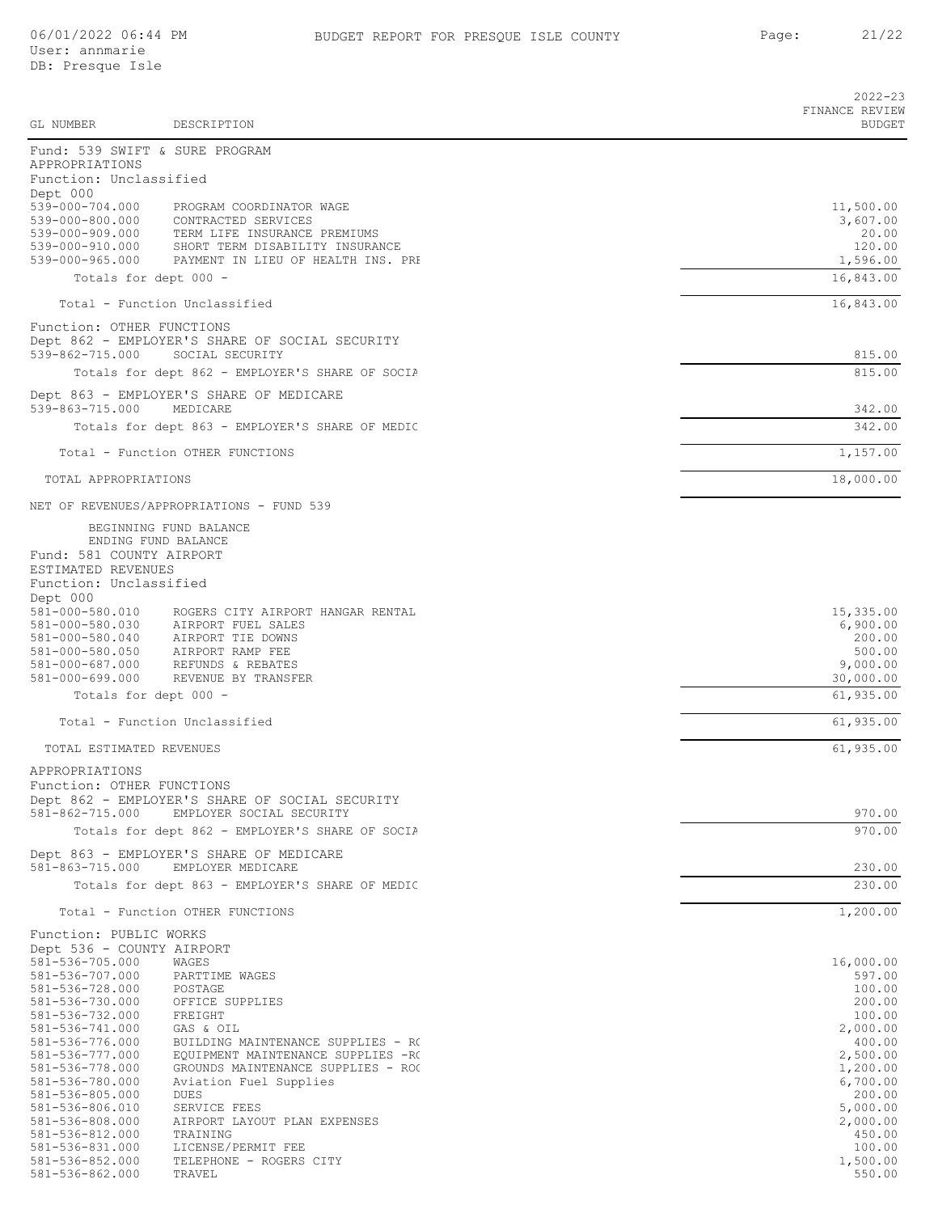| GL NUMBER | DESCRIPTION | 2022-23 FINANCE REVIEW BUDGET |
|---|---|---|
| Fund: 539 SWIFT & SURE PROGRAM | | |
| APPROPRIATIONS | | |
| Function: Unclassified | | |
| Dept 000 | | |
| 539-000-704.000 | PROGRAM COORDINATOR WAGE | 11,500.00 |
| 539-000-800.000 | CONTRACTED SERVICES | 3,607.00 |
| 539-000-909.000 | TERM LIFE INSURANCE PREMIUMS | 20.00 |
| 539-000-910.000 | SHORT TERM DISABILITY INSURANCE | 120.00 |
| 539-000-965.000 | PAYMENT IN LIEU OF HEALTH INS. PRE | 1,596.00 |
| Totals for dept 000 - | | 16,843.00 |
| Total - Function Unclassified | | 16,843.00 |
| Function: OTHER FUNCTIONS | | |
| Dept 862 - EMPLOYER'S SHARE OF SOCIAL SECURITY | | |
| 539-862-715.000 | SOCIAL SECURITY | 815.00 |
| Totals for dept 862 - EMPLOYER'S SHARE OF SOCIA | | 815.00 |
| Dept 863 - EMPLOYER'S SHARE OF MEDICARE | | |
| 539-863-715.000 | MEDICARE | 342.00 |
| Totals for dept 863 - EMPLOYER'S SHARE OF MEDIC | | 342.00 |
| Total - Function OTHER FUNCTIONS | | 1,157.00 |
| TOTAL APPROPRIATIONS | | 18,000.00 |
| NET OF REVENUES/APPROPRIATIONS - FUND 539 | | |
| BEGINNING FUND BALANCE | | |
| ENDING FUND BALANCE | | |
| Fund: 581 COUNTY AIRPORT | | |
| ESTIMATED REVENUES | | |
| Function: Unclassified | | |
| Dept 000 | | |
| 581-000-580.010 | ROGERS CITY AIRPORT HANGAR RENTAL | 15,335.00 |
| 581-000-580.030 | AIRPORT FUEL SALES | 6,900.00 |
| 581-000-580.040 | AIRPORT TIE DOWNS | 200.00 |
| 581-000-580.050 | AIRPORT RAMP FEE | 500.00 |
| 581-000-687.000 | REFUNDS & REBATES | 9,000.00 |
| 581-000-699.000 | REVENUE BY TRANSFER | 30,000.00 |
| Totals for dept 000 - | | 61,935.00 |
| Total - Function Unclassified | | 61,935.00 |
| TOTAL ESTIMATED REVENUES | | 61,935.00 |
| APPROPRIATIONS | | |
| Function: OTHER FUNCTIONS | | |
| Dept 862 - EMPLOYER'S SHARE OF SOCIAL SECURITY | | |
| 581-862-715.000 | EMPLOYER SOCIAL SECURITY | 970.00 |
| Totals for dept 862 - EMPLOYER'S SHARE OF SOCIA | | 970.00 |
| Dept 863 - EMPLOYER'S SHARE OF MEDICARE | | |
| 581-863-715.000 | EMPLOYER MEDICARE | 230.00 |
| Totals for dept 863 - EMPLOYER'S SHARE OF MEDIC | | 230.00 |
| Total - Function OTHER FUNCTIONS | | 1,200.00 |
| Function: PUBLIC WORKS | | |
| Dept 536 - COUNTY AIRPORT | | |
| 581-536-705.000 | WAGES | 16,000.00 |
| 581-536-707.000 | PARTTIME WAGES | 597.00 |
| 581-536-728.000 | POSTAGE | 100.00 |
| 581-536-730.000 | OFFICE SUPPLIES | 200.00 |
| 581-536-732.000 | FREIGHT | 100.00 |
| 581-536-741.000 | GAS & OIL | 2,000.00 |
| 581-536-776.000 | BUILDING MAINTENANCE SUPPLIES - RO | 400.00 |
| 581-536-777.000 | EQUIPMENT MAINTENANCE SUPPLIES -RO | 2,500.00 |
| 581-536-778.000 | GROUNDS MAINTENANCE SUPPLIES - ROO | 1,200.00 |
| 581-536-780.000 | Aviation Fuel Supplies | 6,700.00 |
| 581-536-805.000 | DUES | 200.00 |
| 581-536-806.010 | SERVICE FEES | 5,000.00 |
| 581-536-808.000 | AIRPORT LAYOUT PLAN EXPENSES | 2,000.00 |
| 581-536-812.000 | TRAINING | 450.00 |
| 581-536-831.000 | LICENSE/PERMIT FEE | 100.00 |
| 581-536-852.000 | TELEPHONE - ROGERS CITY | 1,500.00 |
| 581-536-862.000 | TRAVEL | 550.00 |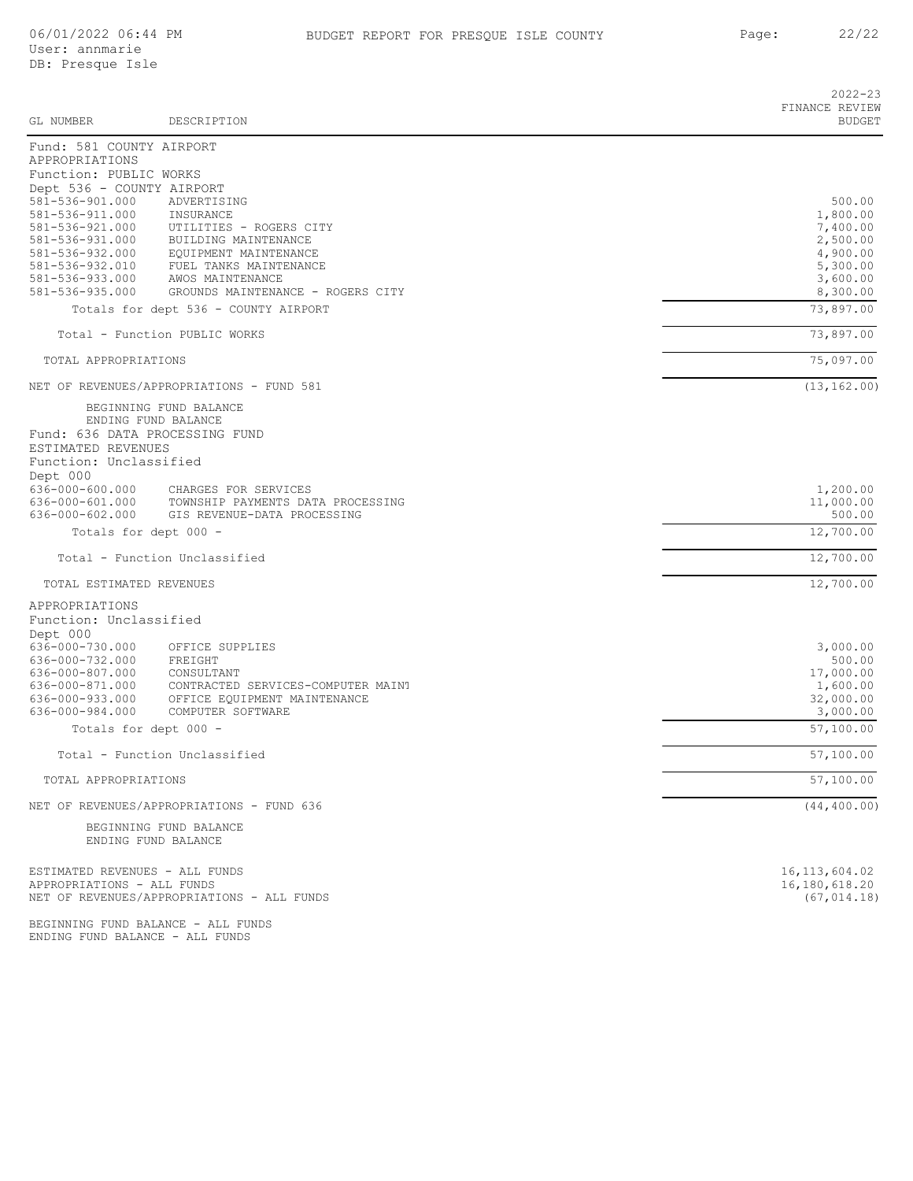| GL NUMBER | DESCRIPTION | 2022-23 FINANCE REVIEW BUDGET |
|---|---|---|
| Fund: 581 COUNTY AIRPORT | | |
| APPROPRIATIONS | | |
| Function: PUBLIC WORKS | | |
| Dept 536 - COUNTY AIRPORT | | |
| 581-536-901.000 | ADVERTISING | 500.00 |
| 581-536-911.000 | INSURANCE | 1,800.00 |
| 581-536-921.000 | UTILITIES - ROGERS CITY | 7,400.00 |
| 581-536-931.000 | BUILDING MAINTENANCE | 2,500.00 |
| 581-536-932.000 | EQUIPMENT MAINTENANCE | 4,900.00 |
| 581-536-932.010 | FUEL TANKS MAINTENANCE | 5,300.00 |
| 581-536-933.000 | AWOS MAINTENANCE | 3,600.00 |
| 581-536-935.000 | GROUNDS MAINTENANCE - ROGERS CITY | 8,300.00 |
| | Totals for dept 536 - COUNTY AIRPORT | 73,897.00 |
| | Total - Function PUBLIC WORKS | 73,897.00 |
| TOTAL APPROPRIATIONS | | 75,097.00 |
| NET OF REVENUES/APPROPRIATIONS - FUND 581 | | (13,162.00) |
| | BEGINNING FUND BALANCE | |
| | ENDING FUND BALANCE | |
| Fund: 636 DATA PROCESSING FUND | | |
| ESTIMATED REVENUES | | |
| Function: Unclassified | | |
| Dept 000 | | |
| 636-000-600.000 | CHARGES FOR SERVICES | 1,200.00 |
| 636-000-601.000 | TOWNSHIP PAYMENTS DATA PROCESSING | 11,000.00 |
| 636-000-602.000 | GIS REVENUE-DATA PROCESSING | 500.00 |
| | Totals for dept 000 - | 12,700.00 |
| | Total - Function Unclassified | 12,700.00 |
| TOTAL ESTIMATED REVENUES | | 12,700.00 |
| APPROPRIATIONS | | |
| Function: Unclassified | | |
| Dept 000 | | |
| 636-000-730.000 | OFFICE SUPPLIES | 3,000.00 |
| 636-000-732.000 | FREIGHT | 500.00 |
| 636-000-807.000 | CONSULTANT | 17,000.00 |
| 636-000-871.000 | CONTRACTED SERVICES-COMPUTER MAINT | 1,600.00 |
| 636-000-933.000 | OFFICE EQUIPMENT MAINTENANCE | 32,000.00 |
| 636-000-984.000 | COMPUTER SOFTWARE | 3,000.00 |
| | Totals for dept 000 - | 57,100.00 |
| | Total - Function Unclassified | 57,100.00 |
| TOTAL APPROPRIATIONS | | 57,100.00 |
| NET OF REVENUES/APPROPRIATIONS - FUND 636 | | (44,400.00) |
| | BEGINNING FUND BALANCE | |
| | ENDING FUND BALANCE | |
| ESTIMATED REVENUES - ALL FUNDS | | 16,113,604.02 |
| APPROPRIATIONS - ALL FUNDS | | 16,180,618.20 |
| NET OF REVENUES/APPROPRIATIONS - ALL FUNDS | | (67,014.18) |
| BEGINNING FUND BALANCE - ALL FUNDS | | |
| ENDING FUND BALANCE - ALL FUNDS | | |